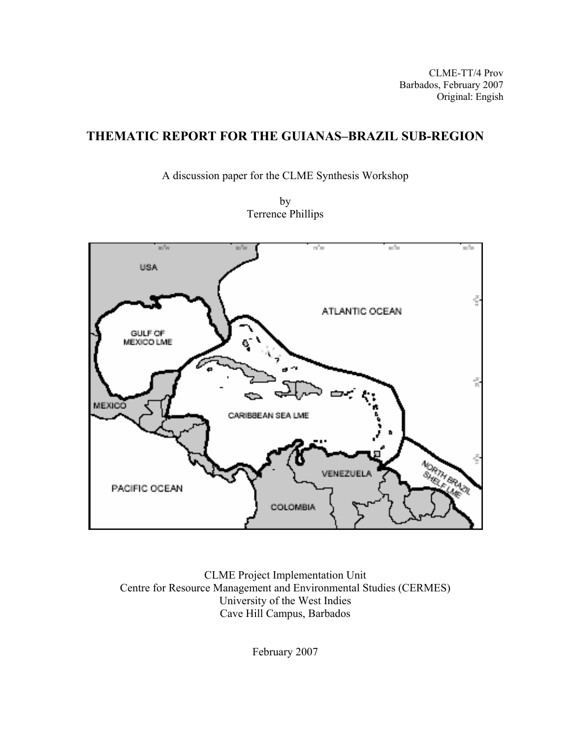CLME-TT/4 Prov
Barbados, February 2007
Original: Engish

# THEMATIC REPORT FOR THE GUIANAS–BRAZIL SUB-REGION

A discussion paper for the CLME Synthesis Workshop

by
Terrence Phillips

CLME Project Implementation Unit
Centre for Resource Management and Environmental Studies (CERMES)
University of the West Indies
Cave Hill Campus, Barbados

February 2007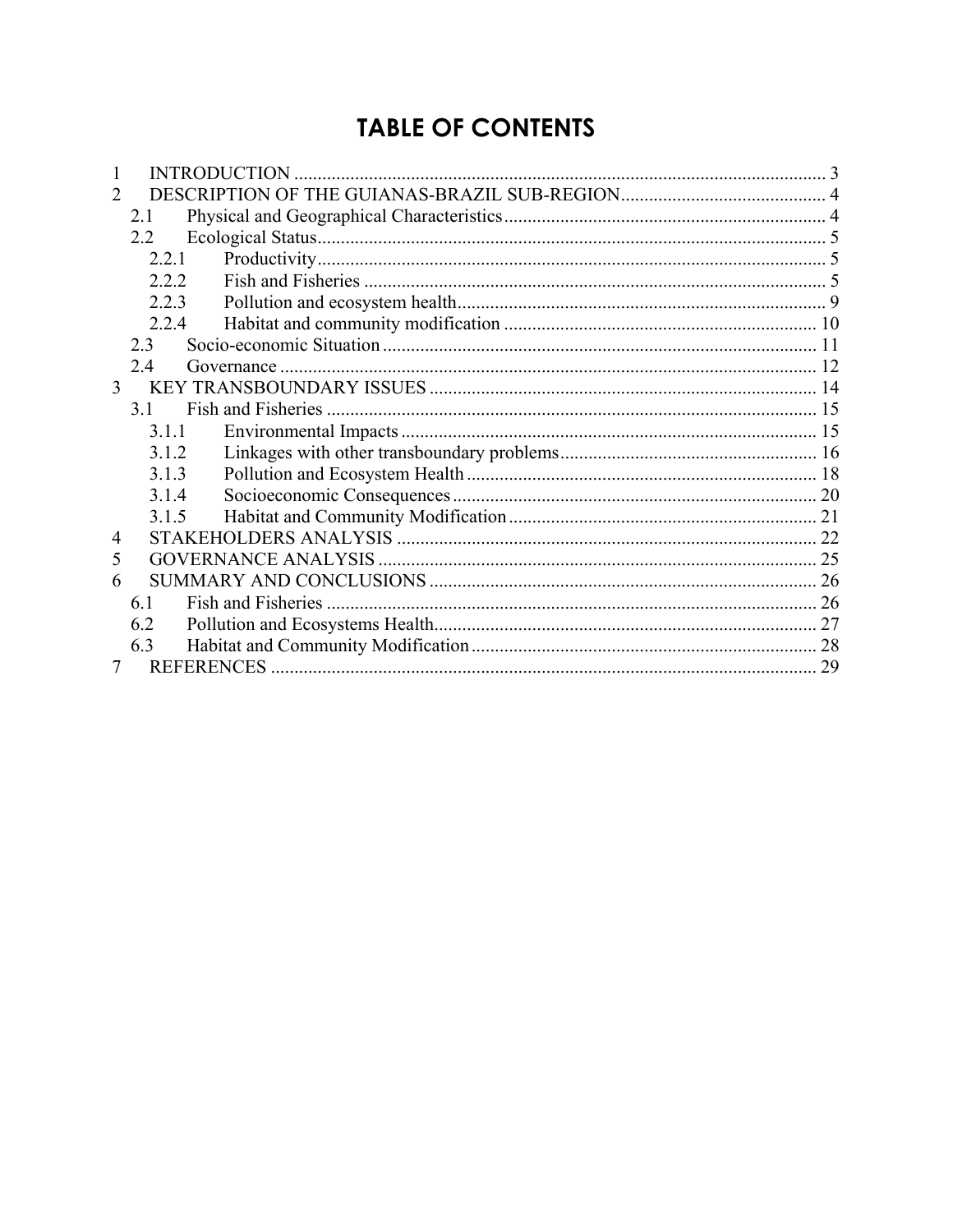# TABLE OF CONTENTS

1 INTRODUCTION ... 3
2 DESCRIPTION OF THE GUIANAS-BRAZIL SUB-REGION ... 4
 2.1 Physical and Geographical Characteristics ... 4
 2.2 Ecological Status ... 5
  2.2.1 Productivity ... 5
  2.2.2 Fish and Fisheries ... 5
  2.2.3 Pollution and ecosystem health ... 9
  2.2.4 Habitat and community modification ... 10
 2.3 Socio-economic Situation ... 11
 2.4 Governance ... 12
3 KEY TRANSBOUNDARY ISSUES ... 14
 3.1 Fish and Fisheries ... 15
  3.1.1 Environmental Impacts ... 15
  3.1.2 Linkages with other transboundary problems ... 16
  3.1.3 Pollution and Ecosystem Health ... 18
  3.1.4 Socioeconomic Consequences ... 20
  3.1.5 Habitat and Community Modification ... 21
4 STAKEHOLDERS ANALYSIS ... 22
5 GOVERNANCE ANALYSIS ... 25
6 SUMMARY AND CONCLUSIONS ... 26
 6.1 Fish and Fisheries ... 26
 6.2 Pollution and Ecosystems Health ... 27
 6.3 Habitat and Community Modification ... 28
7 REFERENCES ... 29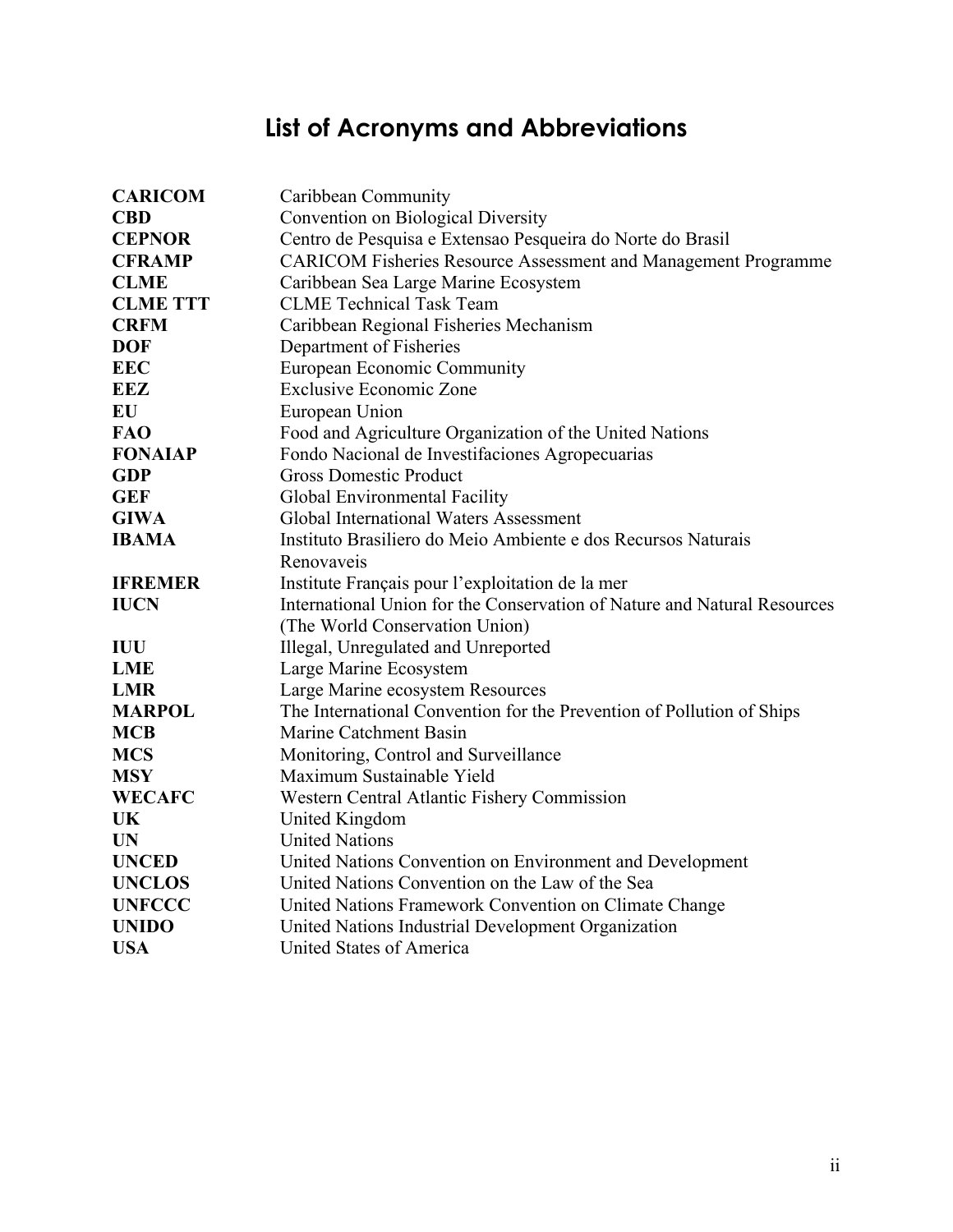# List of Acronyms and Abbreviations

| | |
|---|---|
| **CARICOM** | Caribbean Community |
| **CBD** | Convention on Biological Diversity |
| **CEPNOR** | Centro de Pesquisa e Extensao Pesqueira do Norte do Brasil |
| **CFRAMP** | CARICOM Fisheries Resource Assessment and Management Programme |
| **CLME** | Caribbean Sea Large Marine Ecosystem |
| **CLME TTT** | CLME Technical Task Team |
| **CRFM** | Caribbean Regional Fisheries Mechanism |
| **DOF** | Department of Fisheries |
| **EEC** | European Economic Community |
| **EEZ** | Exclusive Economic Zone |
| **EU** | European Union |
| **FAO** | Food and Agriculture Organization of the United Nations |
| **FONAIAP** | Fondo Nacional de Investifaciones Agropecuarias |
| **GDP** | Gross Domestic Product |
| **GEF** | Global Environmental Facility |
| **GIWA** | Global International Waters Assessment |
| **IBAMA** | Instituto Brasiliero do Meio Ambiente e dos Recursos Naturais Renovaveis |
| **IFREMER** | Institute Français pour l'exploitation de la mer |
| **IUCN** | International Union for the Conservation of Nature and Natural Resources (The World Conservation Union) |
| **IUU** | Illegal, Unregulated and Unreported |
| **LME** | Large Marine Ecosystem |
| **LMR** | Large Marine ecosystem Resources |
| **MARPOL** | The International Convention for the Prevention of Pollution of Ships |
| **MCB** | Marine Catchment Basin |
| **MCS** | Monitoring, Control and Surveillance |
| **MSY** | Maximum Sustainable Yield |
| **WECAFC** | Western Central Atlantic Fishery Commission |
| **UK** | United Kingdom |
| **UN** | United Nations |
| **UNCED** | United Nations Convention on Environment and Development |
| **UNCLOS** | United Nations Convention on the Law of the Sea |
| **UNFCCC** | United Nations Framework Convention on Climate Change |
| **UNIDO** | United Nations Industrial Development Organization |
| **USA** | United States of America |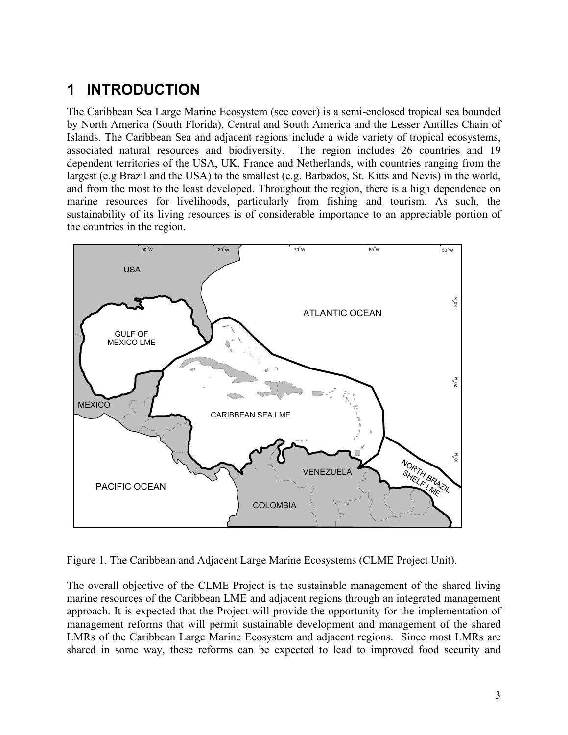# 1 INTRODUCTION

The Caribbean Sea Large Marine Ecosystem (see cover) is a semi-enclosed tropical sea bounded by North America (South Florida), Central and South America and the Lesser Antilles Chain of Islands. The Caribbean Sea and adjacent regions include a wide variety of tropical ecosystems, associated natural resources and biodiversity. The region includes 26 countries and 19 dependent territories of the USA, UK, France and Netherlands, with countries ranging from the largest (e.g Brazil and the USA) to the smallest (e.g. Barbados, St. Kitts and Nevis) in the world, and from the most to the least developed. Throughout the region, there is a high dependence on marine resources for livelihoods, particularly from fishing and tourism. As such, the sustainability of its living resources is of considerable importance to an appreciable portion of the countries in the region.

Figure 1. The Caribbean and Adjacent Large Marine Ecosystems (CLME Project Unit).

The overall objective of the CLME Project is the sustainable management of the shared living marine resources of the Caribbean LME and adjacent regions through an integrated management approach. It is expected that the Project will provide the opportunity for the implementation of management reforms that will permit sustainable development and management of the shared LMRs of the Caribbean Large Marine Ecosystem and adjacent regions. Since most LMRs are shared in some way, these reforms can be expected to lead to improved food security and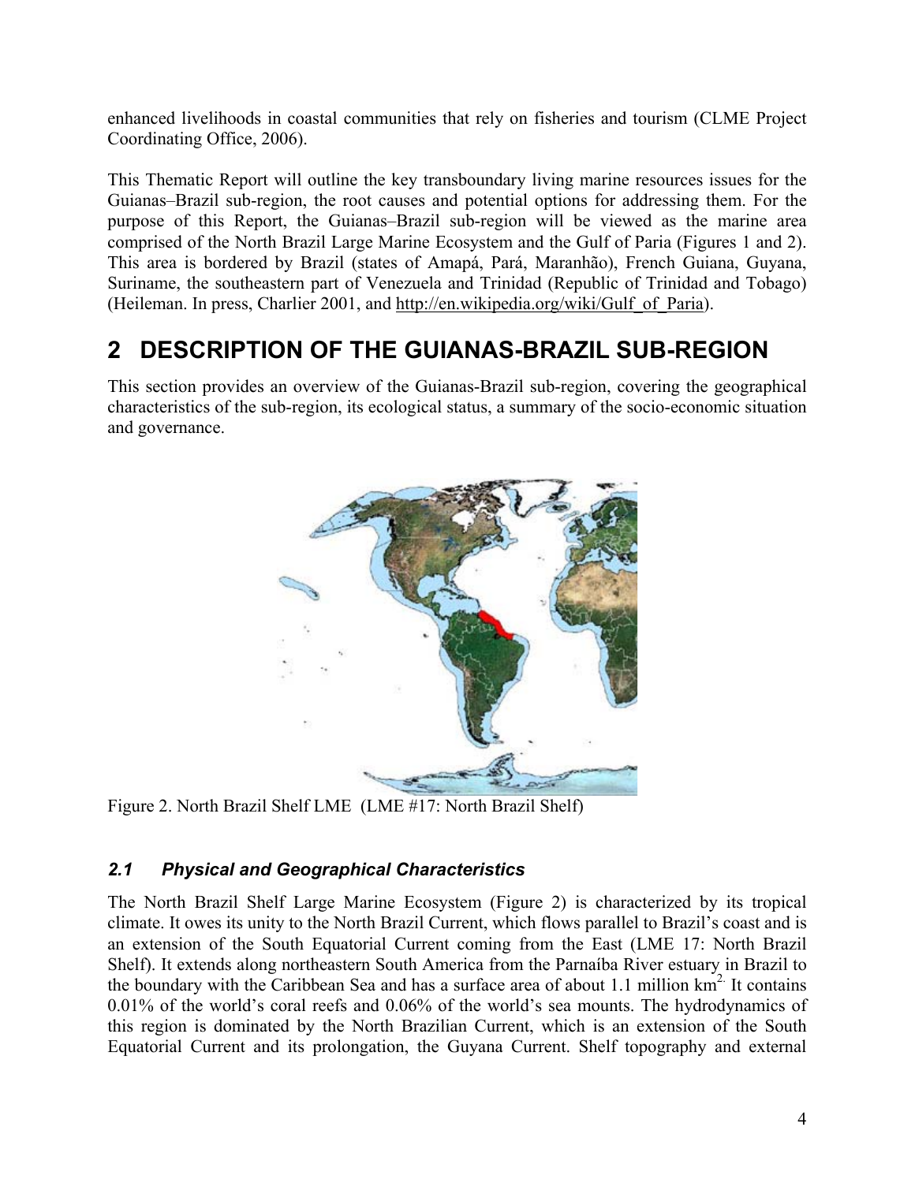enhanced livelihoods in coastal communities that rely on fisheries and tourism (CLME Project Coordinating Office, 2006).

This Thematic Report will outline the key transboundary living marine resources issues for the Guianas–Brazil sub-region, the root causes and potential options for addressing them. For the purpose of this Report, the Guianas–Brazil sub-region will be viewed as the marine area comprised of the North Brazil Large Marine Ecosystem and the Gulf of Paria (Figures 1 and 2). This area is bordered by Brazil (states of Amapá, Pará, Maranhão), French Guiana, Guyana, Suriname, the southeastern part of Venezuela and Trinidad (Republic of Trinidad and Tobago) (Heileman. In press, Charlier 2001, and http://en.wikipedia.org/wiki/Gulf_of_Paria).

# 2 DESCRIPTION OF THE GUIANAS-BRAZIL SUB-REGION

This section provides an overview of the Guianas-Brazil sub-region, covering the geographical characteristics of the sub-region, its ecological status, a summary of the socio-economic situation and governance.

Figure 2. North Brazil Shelf LME (LME #17: North Brazil Shelf)

## *2.1 Physical and Geographical Characteristics*

The North Brazil Shelf Large Marine Ecosystem (Figure 2) is characterized by its tropical climate. It owes its unity to the North Brazil Current, which flows parallel to Brazil's coast and is an extension of the South Equatorial Current coming from the East (LME 17: North Brazil Shelf). It extends along northeastern South America from the Parnaíba River estuary in Brazil to the boundary with the Caribbean Sea and has a surface area of about 1.1 million $km^2$. It contains 0.01% of the world's coral reefs and 0.06% of the world's sea mounts. The hydrodynamics of this region is dominated by the North Brazilian Current, which is an extension of the South Equatorial Current and its prolongation, the Guyana Current. Shelf topography and external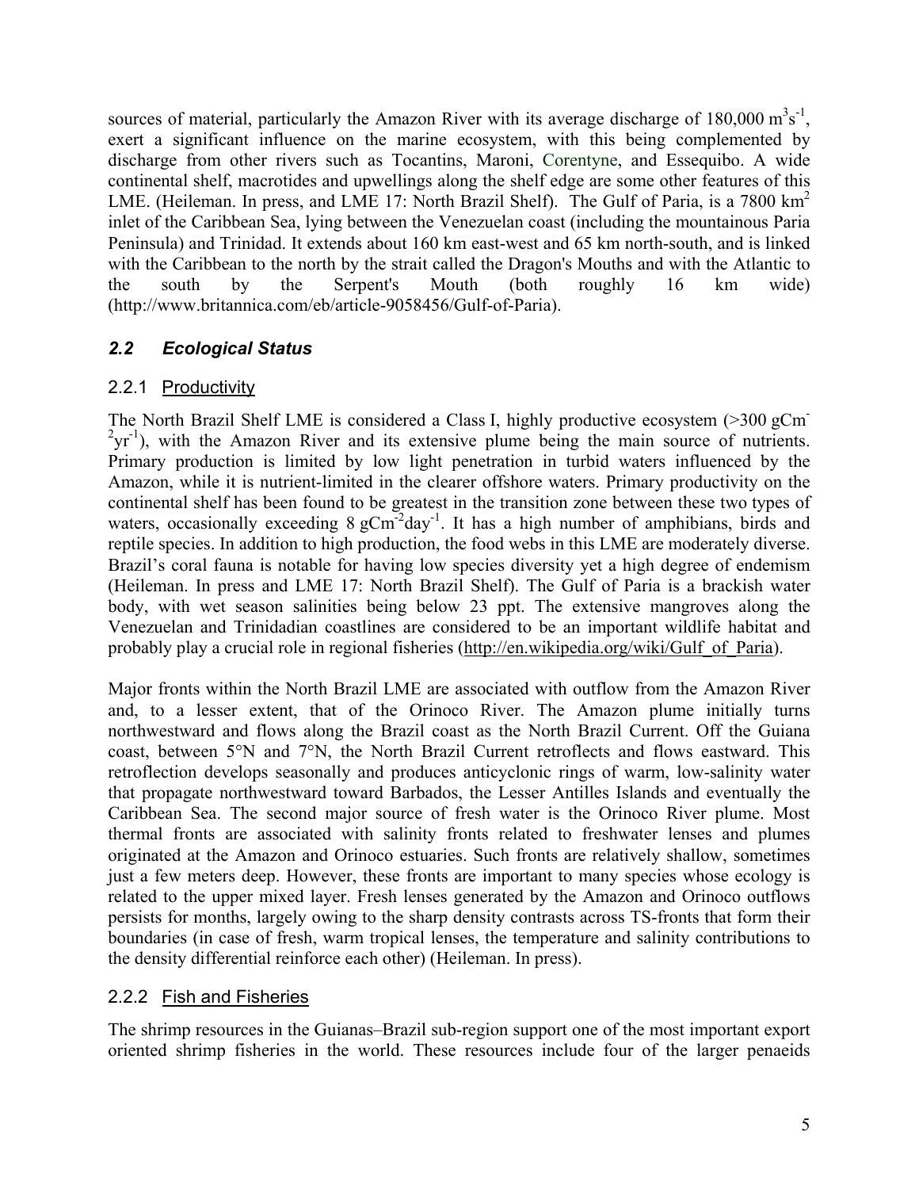sources of material, particularly the Amazon River with its average discharge of 180,000 $m^3s^{-1}$, exert a significant influence on the marine ecosystem, with this being complemented by discharge from other rivers such as Tocantins, Maroni, Corentyne, and Essequibo. A wide continental shelf, macrotides and upwellings along the shelf edge are some other features of this LME. (Heileman. In press, and LME 17: North Brazil Shelf). The Gulf of Paria, is a 7800 $km^2$ inlet of the Caribbean Sea, lying between the Venezuelan coast (including the mountainous Paria Peninsula) and Trinidad. It extends about 160 km east-west and 65 km north-south, and is linked with the Caribbean to the north by the strait called the Dragon's Mouths and with the Atlantic to the south by the Serpent's Mouth (both roughly 16 km wide) (http://www.britannica.com/eb/article-9058456/Gulf-of-Paria).

## *2.2 Ecological Status*

### 2.2.1 Productivity

The North Brazil Shelf LME is considered a Class I, highly productive ecosystem (>300 $gCm^{-2}yr^{-1}$), with the Amazon River and its extensive plume being the main source of nutrients. Primary production is limited by low light penetration in turbid waters influenced by the Amazon, while it is nutrient-limited in the clearer offshore waters. Primary productivity on the continental shelf has been found to be greatest in the transition zone between these two types of waters, occasionally exceeding 8 $gCm^{-2}day^{-1}$. It has a high number of amphibians, birds and reptile species. In addition to high production, the food webs in this LME are moderately diverse. Brazil's coral fauna is notable for having low species diversity yet a high degree of endemism (Heileman. In press and LME 17: North Brazil Shelf). The Gulf of Paria is a brackish water body, with wet season salinities being below 23 ppt. The extensive mangroves along the Venezuelan and Trinidadian coastlines are considered to be an important wildlife habitat and probably play a crucial role in regional fisheries (http://en.wikipedia.org/wiki/Gulf_of_Paria).

Major fronts within the North Brazil LME are associated with outflow from the Amazon River and, to a lesser extent, that of the Orinoco River. The Amazon plume initially turns northwestward and flows along the Brazil coast as the North Brazil Current. Off the Guiana coast, between 5°N and 7°N, the North Brazil Current retroflects and flows eastward. This retroflection develops seasonally and produces anticyclonic rings of warm, low-salinity water that propagate northwestward toward Barbados, the Lesser Antilles Islands and eventually the Caribbean Sea. The second major source of fresh water is the Orinoco River plume. Most thermal fronts are associated with salinity fronts related to freshwater lenses and plumes originated at the Amazon and Orinoco estuaries. Such fronts are relatively shallow, sometimes just a few meters deep. However, these fronts are important to many species whose ecology is related to the upper mixed layer. Fresh lenses generated by the Amazon and Orinoco outflows persists for months, largely owing to the sharp density contrasts across TS-fronts that form their boundaries (in case of fresh, warm tropical lenses, the temperature and salinity contributions to the density differential reinforce each other) (Heileman. In press).

### 2.2.2 Fish and Fisheries

The shrimp resources in the Guianas–Brazil sub-region support one of the most important export oriented shrimp fisheries in the world. These resources include four of the larger penaeids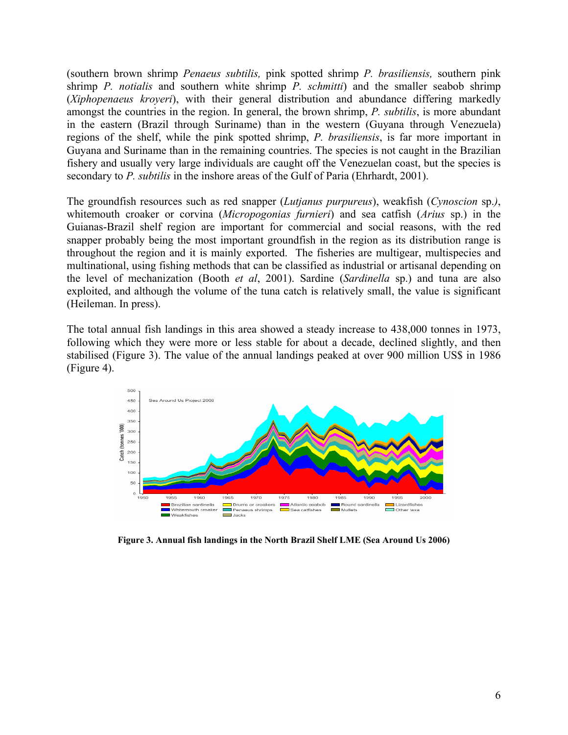(southern brown shrimp *Penaeus subtilis,* pink spotted shrimp *P. brasiliensis,* southern pink shrimp *P. notialis* and southern white shrimp *P. schmitti*) and the smaller seabob shrimp (*Xiphopenaeus kroyeri*), with their general distribution and abundance differing markedly amongst the countries in the region. In general, the brown shrimp, *P. subtilis*, is more abundant in the eastern (Brazil through Suriname) than in the western (Guyana through Venezuela) regions of the shelf, while the pink spotted shrimp, *P. brasiliensis*, is far more important in Guyana and Suriname than in the remaining countries. The species is not caught in the Brazilian fishery and usually very large individuals are caught off the Venezuelan coast, but the species is secondary to *P. subtilis* in the inshore areas of the Gulf of Paria (Ehrhardt, 2001).

The groundfish resources such as red snapper (*Lutjanus purpureus*), weakfish (*Cynoscion* sp.*)*, whitemouth croaker or corvina (*Micropogonias furnieri*) and sea catfish (*Arius* sp.) in the Guianas-Brazil shelf region are important for commercial and social reasons, with the red snapper probably being the most important groundfish in the region as its distribution range is throughout the region and it is mainly exported. The fisheries are multigear, multispecies and multinational, using fishing methods that can be classified as industrial or artisanal depending on the level of mechanization (Booth *et al*, 2001). Sardine (*Sardinella* sp.) and tuna are also exploited, and although the volume of the tuna catch is relatively small, the value is significant (Heileman. In press).

The total annual fish landings in this area showed a steady increase to 438,000 tonnes in 1973, following which they were more or less stable for about a decade, declined slightly, and then stabilised (Figure 3). The value of the annual landings peaked at over 900 million US$ in 1986 (Figure 4).

**Figure 3. Annual fish landings in the North Brazil Shelf LME (Sea Around Us 2006)**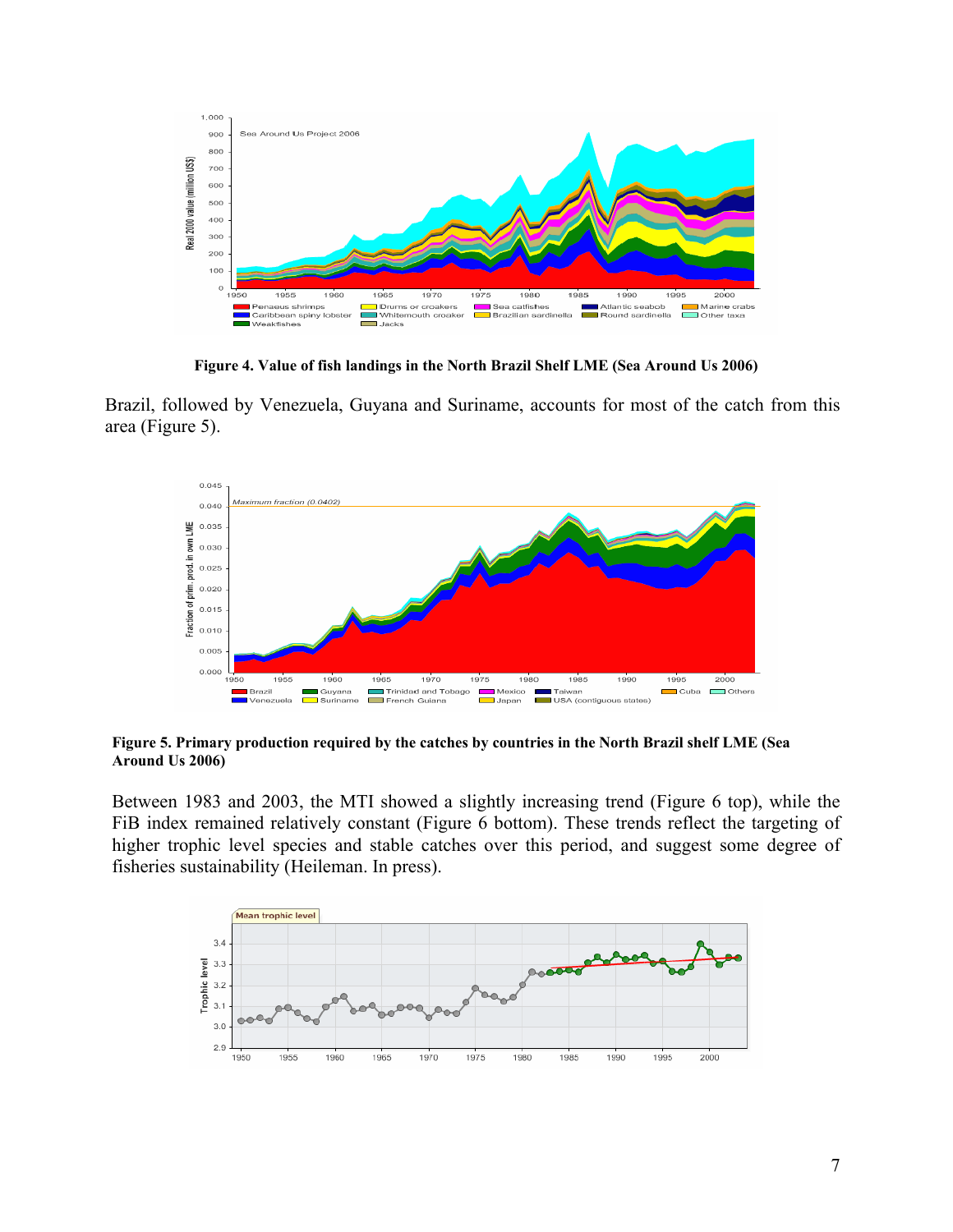**Figure 4. Value of fish landings in the North Brazil Shelf LME (Sea Around Us 2006)**

Brazil, followed by Venezuela, Guyana and Suriname, accounts for most of the catch from this area (Figure 5).

**Figure 5. Primary production required by the catches by countries in the North Brazil shelf LME (Sea Around Us 2006)**

Between 1983 and 2003, the MTI showed a slightly increasing trend (Figure 6 top), while the FiB index remained relatively constant (Figure 6 bottom). These trends reflect the targeting of higher trophic level species and stable catches over this period, and suggest some degree of fisheries sustainability (Heileman. In press).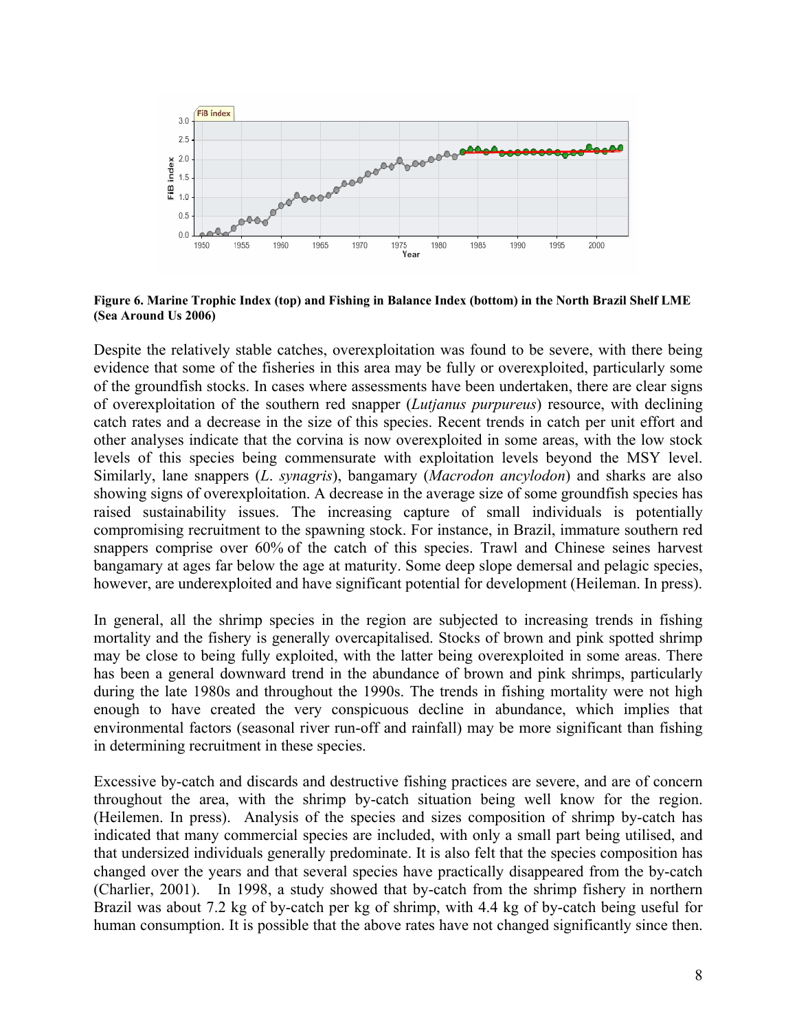**Figure 6. Marine Trophic Index (top) and Fishing in Balance Index (bottom) in the North Brazil Shelf LME (Sea Around Us 2006)**

Despite the relatively stable catches, overexploitation was found to be severe, with there being evidence that some of the fisheries in this area may be fully or overexploited, particularly some of the groundfish stocks. In cases where assessments have been undertaken, there are clear signs of overexploitation of the southern red snapper (*Lutjanus purpureus*) resource, with declining catch rates and a decrease in the size of this species. Recent trends in catch per unit effort and other analyses indicate that the corvina is now overexploited in some areas, with the low stock levels of this species being commensurate with exploitation levels beyond the MSY level. Similarly, lane snappers (*L. synagris*), bangamary (*Macrodon ancylodon*) and sharks are also showing signs of overexploitation. A decrease in the average size of some groundfish species has raised sustainability issues. The increasing capture of small individuals is potentially compromising recruitment to the spawning stock. For instance, in Brazil, immature southern red snappers comprise over 60% of the catch of this species. Trawl and Chinese seines harvest bangamary at ages far below the age at maturity. Some deep slope demersal and pelagic species, however, are underexploited and have significant potential for development (Heileman. In press).

In general, all the shrimp species in the region are subjected to increasing trends in fishing mortality and the fishery is generally overcapitalised. Stocks of brown and pink spotted shrimp may be close to being fully exploited, with the latter being overexploited in some areas. There has been a general downward trend in the abundance of brown and pink shrimps, particularly during the late 1980s and throughout the 1990s. The trends in fishing mortality were not high enough to have created the very conspicuous decline in abundance, which implies that environmental factors (seasonal river run-off and rainfall) may be more significant than fishing in determining recruitment in these species.

Excessive by-catch and discards and destructive fishing practices are severe, and are of concern throughout the area, with the shrimp by-catch situation being well know for the region. (Heilemen. In press). Analysis of the species and sizes composition of shrimp by-catch has indicated that many commercial species are included, with only a small part being utilised, and that undersized individuals generally predominate. It is also felt that the species composition has changed over the years and that several species have practically disappeared from the by-catch (Charlier, 2001). In 1998, a study showed that by-catch from the shrimp fishery in northern Brazil was about 7.2 kg of by-catch per kg of shrimp, with 4.4 kg of by-catch being useful for human consumption. It is possible that the above rates have not changed significantly since then.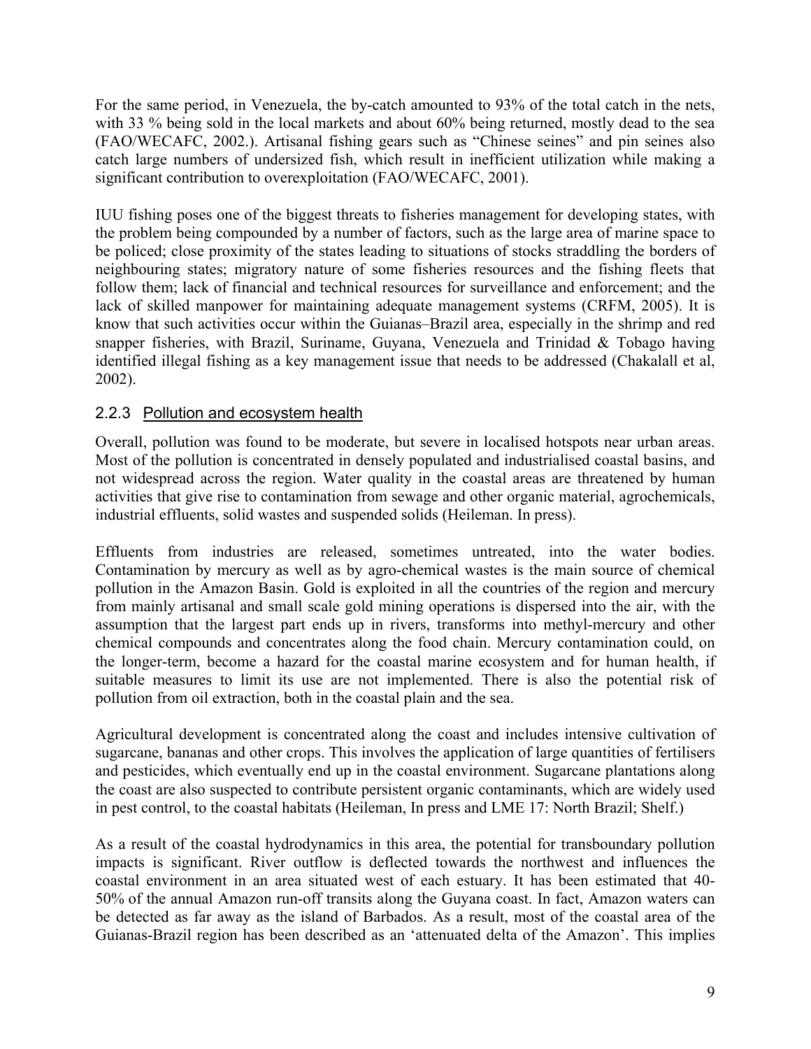For the same period, in Venezuela, the by-catch amounted to 93% of the total catch in the nets, with 33 % being sold in the local markets and about 60% being returned, mostly dead to the sea (FAO/WECAFC, 2002.). Artisanal fishing gears such as "Chinese seines" and pin seines also catch large numbers of undersized fish, which result in inefficient utilization while making a significant contribution to overexploitation (FAO/WECAFC, 2001).

IUU fishing poses one of the biggest threats to fisheries management for developing states, with the problem being compounded by a number of factors, such as the large area of marine space to be policed; close proximity of the states leading to situations of stocks straddling the borders of neighbouring states; migratory nature of some fisheries resources and the fishing fleets that follow them; lack of financial and technical resources for surveillance and enforcement; and the lack of skilled manpower for maintaining adequate management systems (CRFM, 2005). It is know that such activities occur within the Guianas–Brazil area, especially in the shrimp and red snapper fisheries, with Brazil, Suriname, Guyana, Venezuela and Trinidad & Tobago having identified illegal fishing as a key management issue that needs to be addressed (Chakalall et al, 2002).

### 2.2.3 Pollution and ecosystem health

Overall, pollution was found to be moderate, but severe in localised hotspots near urban areas. Most of the pollution is concentrated in densely populated and industrialised coastal basins, and not widespread across the region. Water quality in the coastal areas are threatened by human activities that give rise to contamination from sewage and other organic material, agrochemicals, industrial effluents, solid wastes and suspended solids (Heileman. In press).

Effluents from industries are released, sometimes untreated, into the water bodies. Contamination by mercury as well as by agro-chemical wastes is the main source of chemical pollution in the Amazon Basin. Gold is exploited in all the countries of the region and mercury from mainly artisanal and small scale gold mining operations is dispersed into the air, with the assumption that the largest part ends up in rivers, transforms into methyl-mercury and other chemical compounds and concentrates along the food chain. Mercury contamination could, on the longer-term, become a hazard for the coastal marine ecosystem and for human health, if suitable measures to limit its use are not implemented. There is also the potential risk of pollution from oil extraction, both in the coastal plain and the sea.

Agricultural development is concentrated along the coast and includes intensive cultivation of sugarcane, bananas and other crops. This involves the application of large quantities of fertilisers and pesticides, which eventually end up in the coastal environment. Sugarcane plantations along the coast are also suspected to contribute persistent organic contaminants, which are widely used in pest control, to the coastal habitats (Heileman, In press and LME 17: North Brazil; Shelf.)

As a result of the coastal hydrodynamics in this area, the potential for transboundary pollution impacts is significant. River outflow is deflected towards the northwest and influences the coastal environment in an area situated west of each estuary. It has been estimated that 40-50% of the annual Amazon run-off transits along the Guyana coast. In fact, Amazon waters can be detected as far away as the island of Barbados. As a result, most of the coastal area of the Guianas-Brazil region has been described as an 'attenuated delta of the Amazon'. This implies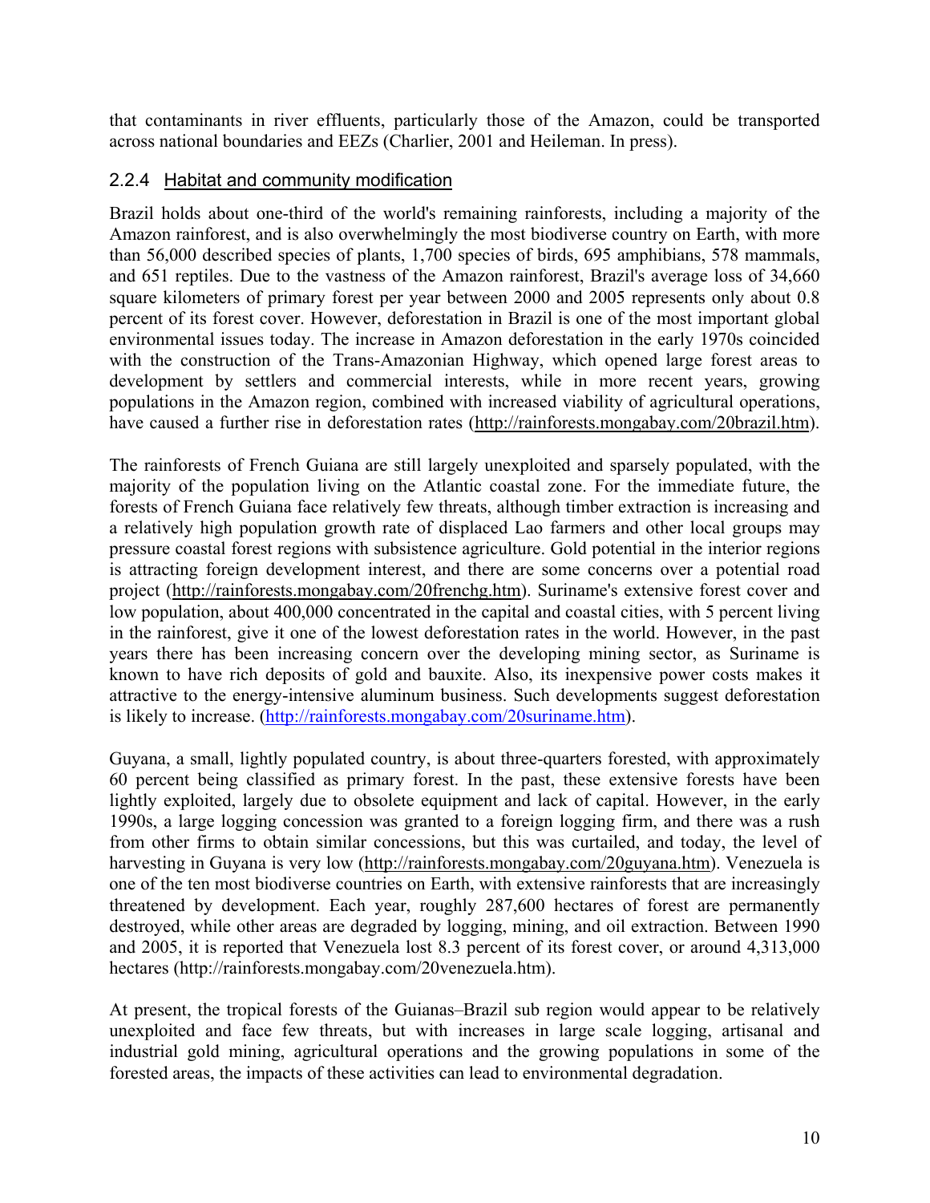that contaminants in river effluents, particularly those of the Amazon, could be transported across national boundaries and EEZs (Charlier, 2001 and Heileman. In press).

### 2.2.4 Habitat and community modification

Brazil holds about one-third of the world's remaining rainforests, including a majority of the Amazon rainforest, and is also overwhelmingly the most biodiverse country on Earth, with more than 56,000 described species of plants, 1,700 species of birds, 695 amphibians, 578 mammals, and 651 reptiles. Due to the vastness of the Amazon rainforest, Brazil's average loss of 34,660 square kilometers of primary forest per year between 2000 and 2005 represents only about 0.8 percent of its forest cover. However, deforestation in Brazil is one of the most important global environmental issues today. The increase in Amazon deforestation in the early 1970s coincided with the construction of the Trans-Amazonian Highway, which opened large forest areas to development by settlers and commercial interests, while in more recent years, growing populations in the Amazon region, combined with increased viability of agricultural operations, have caused a further rise in deforestation rates (http://rainforests.mongabay.com/20brazil.htm).

The rainforests of French Guiana are still largely unexploited and sparsely populated, with the majority of the population living on the Atlantic coastal zone. For the immediate future, the forests of French Guiana face relatively few threats, although timber extraction is increasing and a relatively high population growth rate of displaced Lao farmers and other local groups may pressure coastal forest regions with subsistence agriculture. Gold potential in the interior regions is attracting foreign development interest, and there are some concerns over a potential road project (http://rainforests.mongabay.com/20frenchg.htm). Suriname's extensive forest cover and low population, about 400,000 concentrated in the capital and coastal cities, with 5 percent living in the rainforest, give it one of the lowest deforestation rates in the world. However, in the past years there has been increasing concern over the developing mining sector, as Suriname is known to have rich deposits of gold and bauxite. Also, its inexpensive power costs makes it attractive to the energy-intensive aluminum business. Such developments suggest deforestation is likely to increase. (http://rainforests.mongabay.com/20suriname.htm).

Guyana, a small, lightly populated country, is about three-quarters forested, with approximately 60 percent being classified as primary forest. In the past, these extensive forests have been lightly exploited, largely due to obsolete equipment and lack of capital. However, in the early 1990s, a large logging concession was granted to a foreign logging firm, and there was a rush from other firms to obtain similar concessions, but this was curtailed, and today, the level of harvesting in Guyana is very low (http://rainforests.mongabay.com/20guyana.htm). Venezuela is one of the ten most biodiverse countries on Earth, with extensive rainforests that are increasingly threatened by development. Each year, roughly 287,600 hectares of forest are permanently destroyed, while other areas are degraded by logging, mining, and oil extraction. Between 1990 and 2005, it is reported that Venezuela lost 8.3 percent of its forest cover, or around 4,313,000 hectares (http://rainforests.mongabay.com/20venezuela.htm).

At present, the tropical forests of the Guianas–Brazil sub region would appear to be relatively unexploited and face few threats, but with increases in large scale logging, artisanal and industrial gold mining, agricultural operations and the growing populations in some of the forested areas, the impacts of these activities can lead to environmental degradation.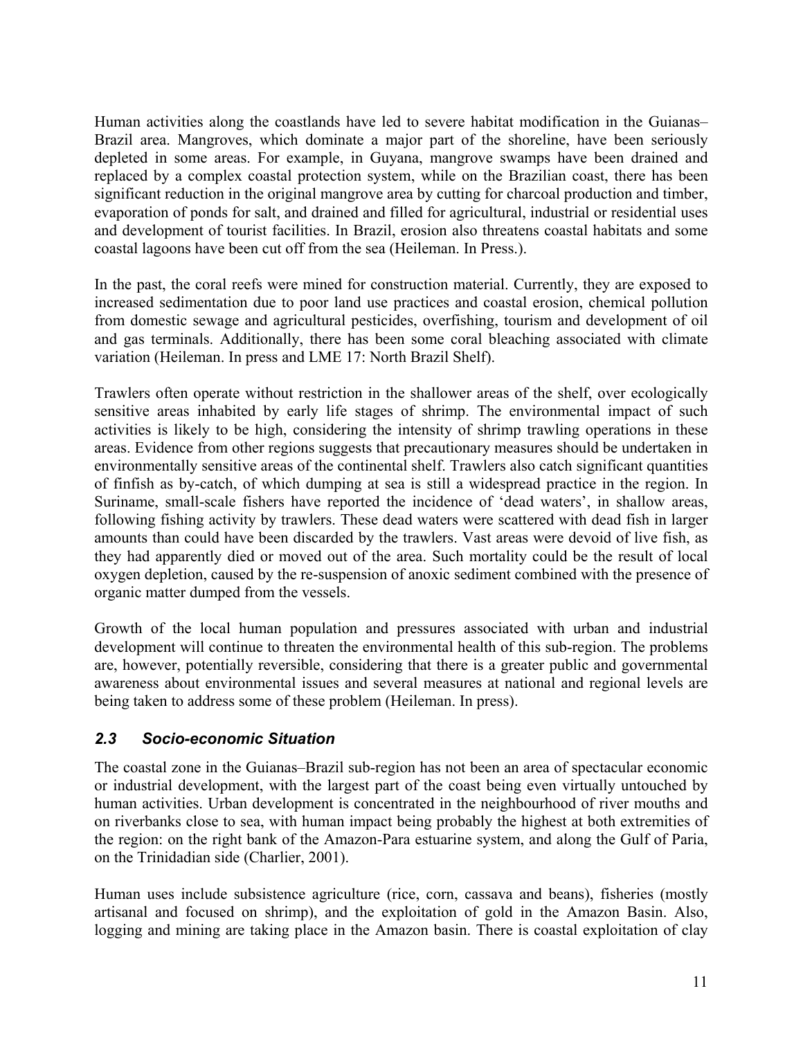Human activities along the coastlands have led to severe habitat modification in the Guianas–Brazil area. Mangroves, which dominate a major part of the shoreline, have been seriously depleted in some areas. For example, in Guyana, mangrove swamps have been drained and replaced by a complex coastal protection system, while on the Brazilian coast, there has been significant reduction in the original mangrove area by cutting for charcoal production and timber, evaporation of ponds for salt, and drained and filled for agricultural, industrial or residential uses and development of tourist facilities. In Brazil, erosion also threatens coastal habitats and some coastal lagoons have been cut off from the sea (Heileman. In Press.).

In the past, the coral reefs were mined for construction material. Currently, they are exposed to increased sedimentation due to poor land use practices and coastal erosion, chemical pollution from domestic sewage and agricultural pesticides, overfishing, tourism and development of oil and gas terminals. Additionally, there has been some coral bleaching associated with climate variation (Heileman. In press and LME 17: North Brazil Shelf).

Trawlers often operate without restriction in the shallower areas of the shelf, over ecologically sensitive areas inhabited by early life stages of shrimp. The environmental impact of such activities is likely to be high, considering the intensity of shrimp trawling operations in these areas. Evidence from other regions suggests that precautionary measures should be undertaken in environmentally sensitive areas of the continental shelf. Trawlers also catch significant quantities of finfish as by-catch, of which dumping at sea is still a widespread practice in the region. In Suriname, small-scale fishers have reported the incidence of 'dead waters', in shallow areas, following fishing activity by trawlers. These dead waters were scattered with dead fish in larger amounts than could have been discarded by the trawlers. Vast areas were devoid of live fish, as they had apparently died or moved out of the area. Such mortality could be the result of local oxygen depletion, caused by the re-suspension of anoxic sediment combined with the presence of organic matter dumped from the vessels.

Growth of the local human population and pressures associated with urban and industrial development will continue to threaten the environmental health of this sub-region. The problems are, however, potentially reversible, considering that there is a greater public and governmental awareness about environmental issues and several measures at national and regional levels are being taken to address some of these problem (Heileman. In press).

### *2.3 Socio-economic Situation*

The coastal zone in the Guianas–Brazil sub-region has not been an area of spectacular economic or industrial development, with the largest part of the coast being even virtually untouched by human activities. Urban development is concentrated in the neighbourhood of river mouths and on riverbanks close to sea, with human impact being probably the highest at both extremities of the region: on the right bank of the Amazon-Para estuarine system, and along the Gulf of Paria, on the Trinidadian side (Charlier, 2001).

Human uses include subsistence agriculture (rice, corn, cassava and beans), fisheries (mostly artisanal and focused on shrimp), and the exploitation of gold in the Amazon Basin. Also, logging and mining are taking place in the Amazon basin. There is coastal exploitation of clay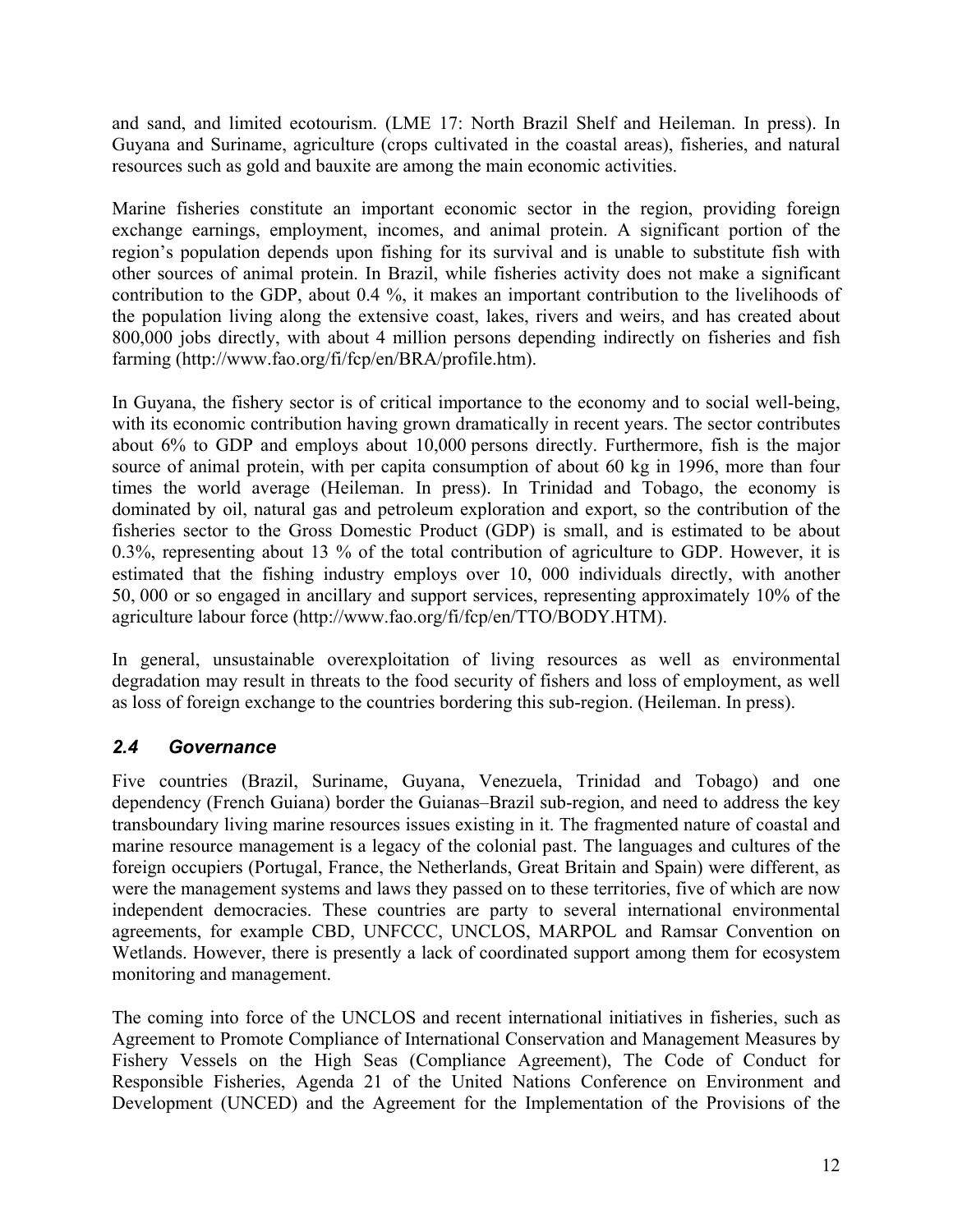and sand, and limited ecotourism. (LME 17: North Brazil Shelf and Heileman. In press). In Guyana and Suriname, agriculture (crops cultivated in the coastal areas), fisheries, and natural resources such as gold and bauxite are among the main economic activities.

Marine fisheries constitute an important economic sector in the region, providing foreign exchange earnings, employment, incomes, and animal protein. A significant portion of the region's population depends upon fishing for its survival and is unable to substitute fish with other sources of animal protein. In Brazil, while fisheries activity does not make a significant contribution to the GDP, about 0.4 %, it makes an important contribution to the livelihoods of the population living along the extensive coast, lakes, rivers and weirs, and has created about 800,000 jobs directly, with about 4 million persons depending indirectly on fisheries and fish farming (http://www.fao.org/fi/fcp/en/BRA/profile.htm).

In Guyana, the fishery sector is of critical importance to the economy and to social well-being, with its economic contribution having grown dramatically in recent years. The sector contributes about 6% to GDP and employs about 10,000 persons directly. Furthermore, fish is the major source of animal protein, with per capita consumption of about 60 kg in 1996, more than four times the world average (Heileman. In press). In Trinidad and Tobago, the economy is dominated by oil, natural gas and petroleum exploration and export, so the contribution of the fisheries sector to the Gross Domestic Product (GDP) is small, and is estimated to be about 0.3%, representing about 13 % of the total contribution of agriculture to GDP. However, it is estimated that the fishing industry employs over 10, 000 individuals directly, with another 50, 000 or so engaged in ancillary and support services, representing approximately 10% of the agriculture labour force (http://www.fao.org/fi/fcp/en/TTO/BODY.HTM).

In general, unsustainable overexploitation of living resources as well as environmental degradation may result in threats to the food security of fishers and loss of employment, as well as loss of foreign exchange to the countries bordering this sub-region. (Heileman. In press).

## *2.4 Governance*

Five countries (Brazil, Suriname, Guyana, Venezuela, Trinidad and Tobago) and one dependency (French Guiana) border the Guianas–Brazil sub-region, and need to address the key transboundary living marine resources issues existing in it. The fragmented nature of coastal and marine resource management is a legacy of the colonial past. The languages and cultures of the foreign occupiers (Portugal, France, the Netherlands, Great Britain and Spain) were different, as were the management systems and laws they passed on to these territories, five of which are now independent democracies. These countries are party to several international environmental agreements, for example CBD, UNFCCC, UNCLOS, MARPOL and Ramsar Convention on Wetlands. However, there is presently a lack of coordinated support among them for ecosystem monitoring and management.

The coming into force of the UNCLOS and recent international initiatives in fisheries, such as Agreement to Promote Compliance of International Conservation and Management Measures by Fishery Vessels on the High Seas (Compliance Agreement), The Code of Conduct for Responsible Fisheries, Agenda 21 of the United Nations Conference on Environment and Development (UNCED) and the Agreement for the Implementation of the Provisions of the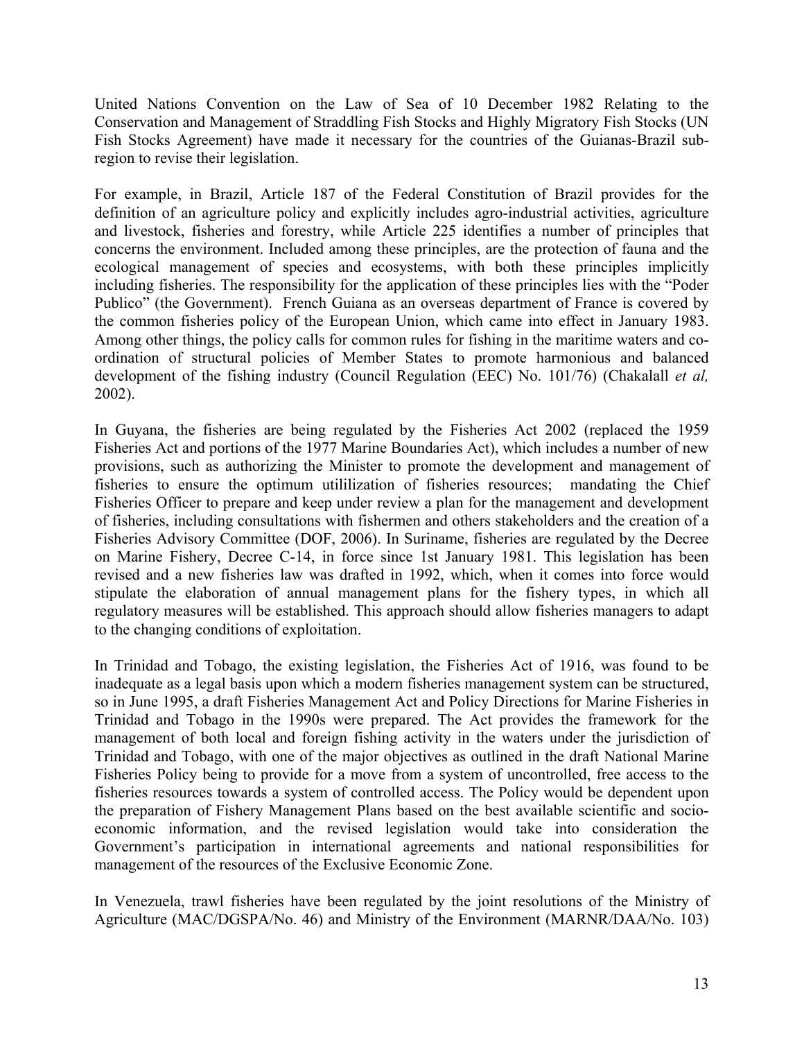United Nations Convention on the Law of Sea of 10 December 1982 Relating to the Conservation and Management of Straddling Fish Stocks and Highly Migratory Fish Stocks (UN Fish Stocks Agreement) have made it necessary for the countries of the Guianas-Brazil sub-region to revise their legislation.

For example, in Brazil, Article 187 of the Federal Constitution of Brazil provides for the definition of an agriculture policy and explicitly includes agro-industrial activities, agriculture and livestock, fisheries and forestry, while Article 225 identifies a number of principles that concerns the environment. Included among these principles, are the protection of fauna and the ecological management of species and ecosystems, with both these principles implicitly including fisheries. The responsibility for the application of these principles lies with the "Poder Publico" (the Government). French Guiana as an overseas department of France is covered by the common fisheries policy of the European Union, which came into effect in January 1983. Among other things, the policy calls for common rules for fishing in the maritime waters and co-ordination of structural policies of Member States to promote harmonious and balanced development of the fishing industry (Council Regulation (EEC) No. 101/76) (Chakalall *et al,* 2002).

In Guyana, the fisheries are being regulated by the Fisheries Act 2002 (replaced the 1959 Fisheries Act and portions of the 1977 Marine Boundaries Act), which includes a number of new provisions, such as authorizing the Minister to promote the development and management of fisheries to ensure the optimum utililization of fisheries resources; mandating the Chief Fisheries Officer to prepare and keep under review a plan for the management and development of fisheries, including consultations with fishermen and others stakeholders and the creation of a Fisheries Advisory Committee (DOF, 2006). In Suriname, fisheries are regulated by the Decree on Marine Fishery, Decree C-14, in force since 1st January 1981. This legislation has been revised and a new fisheries law was drafted in 1992, which, when it comes into force would stipulate the elaboration of annual management plans for the fishery types, in which all regulatory measures will be established. This approach should allow fisheries managers to adapt to the changing conditions of exploitation.

In Trinidad and Tobago, the existing legislation, the Fisheries Act of 1916, was found to be inadequate as a legal basis upon which a modern fisheries management system can be structured, so in June 1995, a draft Fisheries Management Act and Policy Directions for Marine Fisheries in Trinidad and Tobago in the 1990s were prepared. The Act provides the framework for the management of both local and foreign fishing activity in the waters under the jurisdiction of Trinidad and Tobago, with one of the major objectives as outlined in the draft National Marine Fisheries Policy being to provide for a move from a system of uncontrolled, free access to the fisheries resources towards a system of controlled access. The Policy would be dependent upon the preparation of Fishery Management Plans based on the best available scientific and socio-economic information, and the revised legislation would take into consideration the Government's participation in international agreements and national responsibilities for management of the resources of the Exclusive Economic Zone.

In Venezuela, trawl fisheries have been regulated by the joint resolutions of the Ministry of Agriculture (MAC/DGSPA/No. 46) and Ministry of the Environment (MARNR/DAA/No. 103)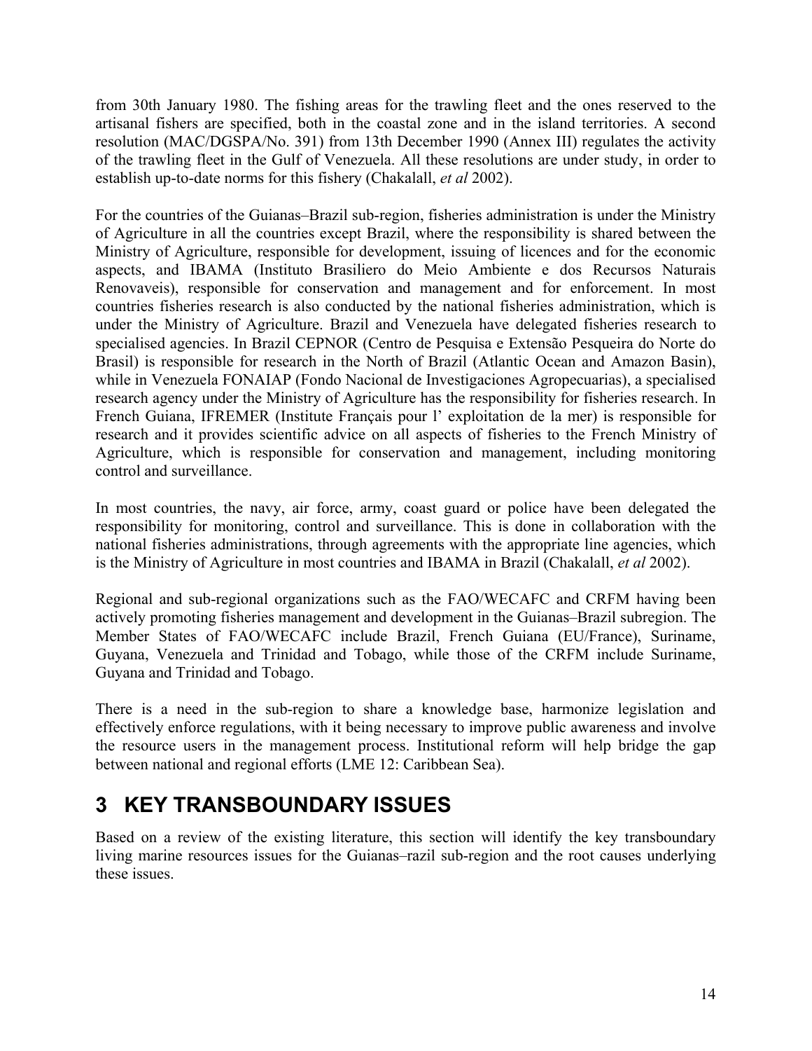from 30th January 1980. The fishing areas for the trawling fleet and the ones reserved to the artisanal fishers are specified, both in the coastal zone and in the island territories. A second resolution (MAC/DGSPA/No. 391) from 13th December 1990 (Annex III) regulates the activity of the trawling fleet in the Gulf of Venezuela. All these resolutions are under study, in order to establish up-to-date norms for this fishery (Chakalall, *et al* 2002).

For the countries of the Guianas–Brazil sub-region, fisheries administration is under the Ministry of Agriculture in all the countries except Brazil, where the responsibility is shared between the Ministry of Agriculture, responsible for development, issuing of licences and for the economic aspects, and IBAMA (Instituto Brasiliero do Meio Ambiente e dos Recursos Naturais Renovaveis), responsible for conservation and management and for enforcement. In most countries fisheries research is also conducted by the national fisheries administration, which is under the Ministry of Agriculture. Brazil and Venezuela have delegated fisheries research to specialised agencies. In Brazil CEPNOR (Centro de Pesquisa e Extensão Pesqueira do Norte do Brasil) is responsible for research in the North of Brazil (Atlantic Ocean and Amazon Basin), while in Venezuela FONAIAP (Fondo Nacional de Investigaciones Agropecuarias), a specialised research agency under the Ministry of Agriculture has the responsibility for fisheries research. In French Guiana, IFREMER (Institute Français pour l' exploitation de la mer) is responsible for research and it provides scientific advice on all aspects of fisheries to the French Ministry of Agriculture, which is responsible for conservation and management, including monitoring control and surveillance.

In most countries, the navy, air force, army, coast guard or police have been delegated the responsibility for monitoring, control and surveillance. This is done in collaboration with the national fisheries administrations, through agreements with the appropriate line agencies, which is the Ministry of Agriculture in most countries and IBAMA in Brazil (Chakalall, *et al* 2002).

Regional and sub-regional organizations such as the FAO/WECAFC and CRFM having been actively promoting fisheries management and development in the Guianas–Brazil subregion. The Member States of FAO/WECAFC include Brazil, French Guiana (EU/France), Suriname, Guyana, Venezuela and Trinidad and Tobago, while those of the CRFM include Suriname, Guyana and Trinidad and Tobago.

There is a need in the sub-region to share a knowledge base, harmonize legislation and effectively enforce regulations, with it being necessary to improve public awareness and involve the resource users in the management process. Institutional reform will help bridge the gap between national and regional efforts (LME 12: Caribbean Sea).

# 3 KEY TRANSBOUNDARY ISSUES

Based on a review of the existing literature, this section will identify the key transboundary living marine resources issues for the Guianas–razil sub-region and the root causes underlying these issues.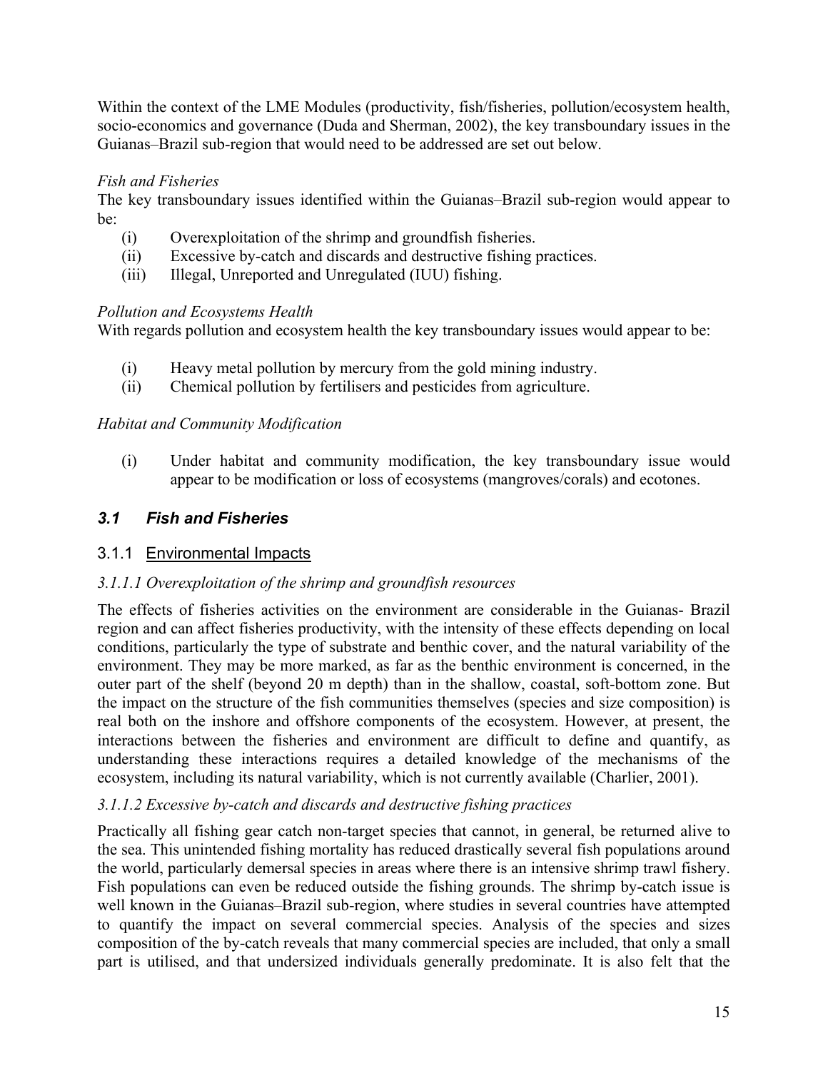Within the context of the LME Modules (productivity, fish/fisheries, pollution/ecosystem health, socio-economics and governance (Duda and Sherman, 2002), the key transboundary issues in the Guianas–Brazil sub-region that would need to be addressed are set out below.

*Fish and Fisheries*

The key transboundary issues identified within the Guianas–Brazil sub-region would appear to be:

(i) Overexploitation of the shrimp and groundfish fisheries.
(ii) Excessive by-catch and discards and destructive fishing practices.
(iii) Illegal, Unreported and Unregulated (IUU) fishing.

*Pollution and Ecosystems Health*

With regards pollution and ecosystem health the key transboundary issues would appear to be:

(i) Heavy metal pollution by mercury from the gold mining industry.
(ii) Chemical pollution by fertilisers and pesticides from agriculture.

*Habitat and Community Modification*

(i) Under habitat and community modification, the key transboundary issue would appear to be modification or loss of ecosystems (mangroves/corals) and ecotones.

## *3.1 Fish and Fisheries*

### 3.1.1 Environmental Impacts

#### *3.1.1.1 Overexploitation of the shrimp and groundfish resources*

The effects of fisheries activities on the environment are considerable in the Guianas- Brazil region and can affect fisheries productivity, with the intensity of these effects depending on local conditions, particularly the type of substrate and benthic cover, and the natural variability of the environment. They may be more marked, as far as the benthic environment is concerned, in the outer part of the shelf (beyond 20 m depth) than in the shallow, coastal, soft-bottom zone. But the impact on the structure of the fish communities themselves (species and size composition) is real both on the inshore and offshore components of the ecosystem. However, at present, the interactions between the fisheries and environment are difficult to define and quantify, as understanding these interactions requires a detailed knowledge of the mechanisms of the ecosystem, including its natural variability, which is not currently available (Charlier, 2001).

#### *3.1.1.2 Excessive by-catch and discards and destructive fishing practices*

Practically all fishing gear catch non-target species that cannot, in general, be returned alive to the sea. This unintended fishing mortality has reduced drastically several fish populations around the world, particularly demersal species in areas where there is an intensive shrimp trawl fishery. Fish populations can even be reduced outside the fishing grounds. The shrimp by-catch issue is well known in the Guianas–Brazil sub-region, where studies in several countries have attempted to quantify the impact on several commercial species. Analysis of the species and sizes composition of the by-catch reveals that many commercial species are included, that only a small part is utilised, and that undersized individuals generally predominate. It is also felt that the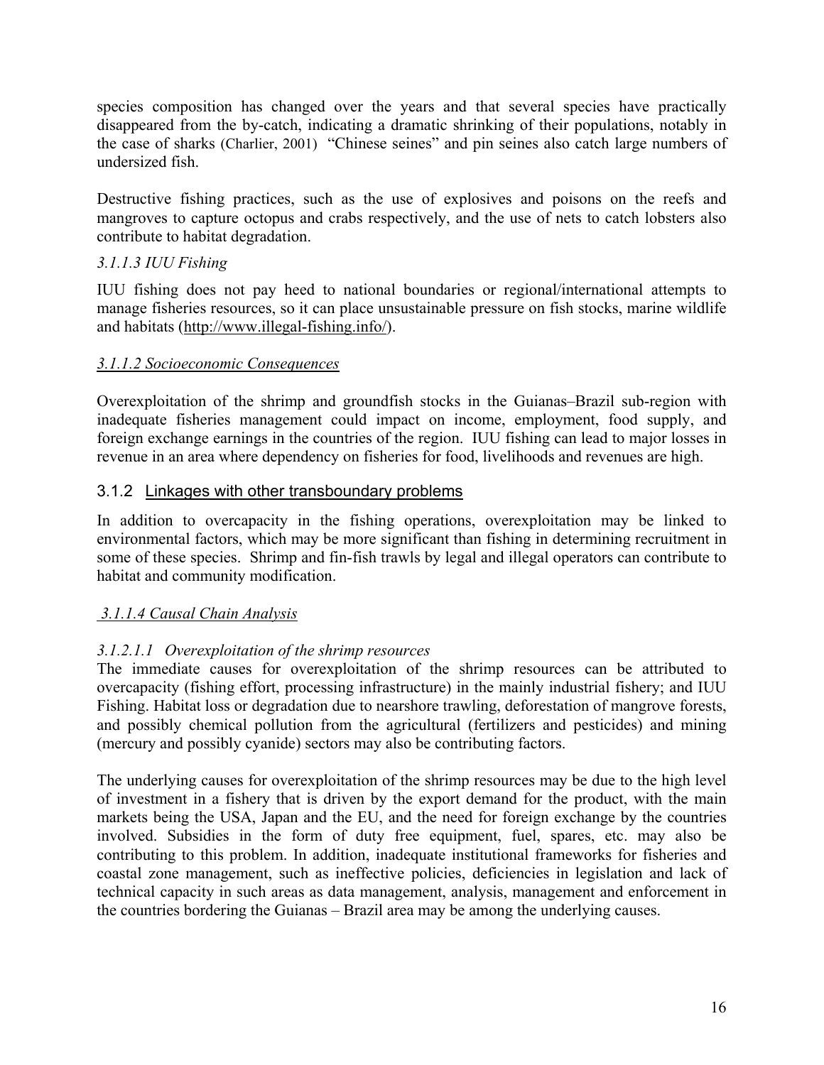species composition has changed over the years and that several species have practically disappeared from the by-catch, indicating a dramatic shrinking of their populations, notably in the case of sharks (Charlier, 2001) "Chinese seines" and pin seines also catch large numbers of undersized fish.

Destructive fishing practices, such as the use of explosives and poisons on the reefs and mangroves to capture octopus and crabs respectively, and the use of nets to catch lobsters also contribute to habitat degradation.

*3.1.1.3 IUU Fishing*

IUU fishing does not pay heed to national boundaries or regional/international attempts to manage fisheries resources, so it can place unsustainable pressure on fish stocks, marine wildlife and habitats (http://www.illegal-fishing.info/).

*3.1.1.2 Socioeconomic Consequences*

Overexploitation of the shrimp and groundfish stocks in the Guianas–Brazil sub-region with inadequate fisheries management could impact on income, employment, food supply, and foreign exchange earnings in the countries of the region. IUU fishing can lead to major losses in revenue in an area where dependency on fisheries for food, livelihoods and revenues are high.

### 3.1.2 Linkages with other transboundary problems

In addition to overcapacity in the fishing operations, overexploitation may be linked to environmental factors, which may be more significant than fishing in determining recruitment in some of these species. Shrimp and fin-fish trawls by legal and illegal operators can contribute to habitat and community modification.

*3.1.1.4 Causal Chain Analysis*

*3.1.2.1.1 Overexploitation of the shrimp resources*

The immediate causes for overexploitation of the shrimp resources can be attributed to overcapacity (fishing effort, processing infrastructure) in the mainly industrial fishery; and IUU Fishing. Habitat loss or degradation due to nearshore trawling, deforestation of mangrove forests, and possibly chemical pollution from the agricultural (fertilizers and pesticides) and mining (mercury and possibly cyanide) sectors may also be contributing factors.

The underlying causes for overexploitation of the shrimp resources may be due to the high level of investment in a fishery that is driven by the export demand for the product, with the main markets being the USA, Japan and the EU, and the need for foreign exchange by the countries involved. Subsidies in the form of duty free equipment, fuel, spares, etc. may also be contributing to this problem. In addition, inadequate institutional frameworks for fisheries and coastal zone management, such as ineffective policies, deficiencies in legislation and lack of technical capacity in such areas as data management, analysis, management and enforcement in the countries bordering the Guianas – Brazil area may be among the underlying causes.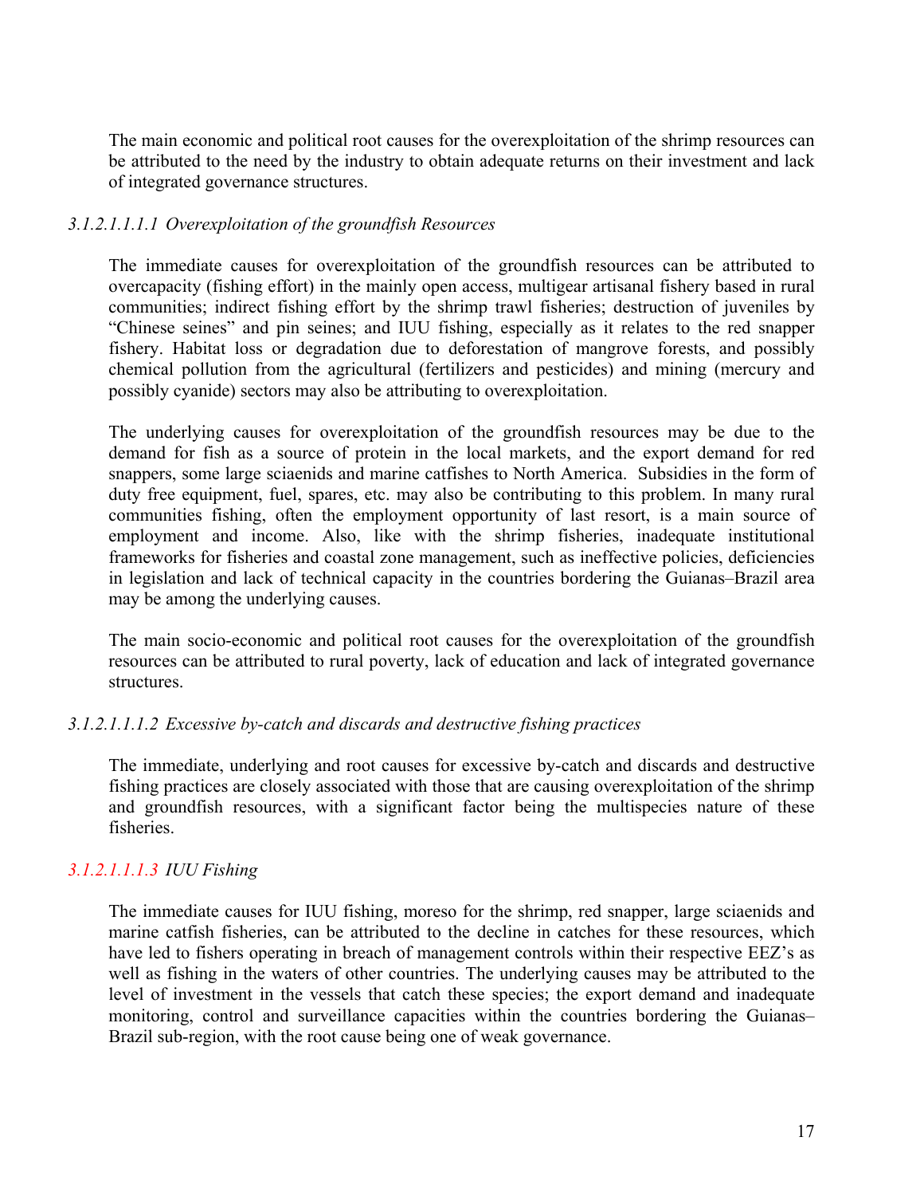The main economic and political root causes for the overexploitation of the shrimp resources can be attributed to the need by the industry to obtain adequate returns on their investment and lack of integrated governance structures.

###### *3.1.2.1.1.1.1 Overexploitation of the groundfish Resources*

The immediate causes for overexploitation of the groundfish resources can be attributed to overcapacity (fishing effort) in the mainly open access, multigear artisanal fishery based in rural communities; indirect fishing effort by the shrimp trawl fisheries; destruction of juveniles by "Chinese seines" and pin seines; and IUU fishing, especially as it relates to the red snapper fishery. Habitat loss or degradation due to deforestation of mangrove forests, and possibly chemical pollution from the agricultural (fertilizers and pesticides) and mining (mercury and possibly cyanide) sectors may also be attributing to overexploitation.

The underlying causes for overexploitation of the groundfish resources may be due to the demand for fish as a source of protein in the local markets, and the export demand for red snappers, some large sciaenids and marine catfishes to North America. Subsidies in the form of duty free equipment, fuel, spares, etc. may also be contributing to this problem. In many rural communities fishing, often the employment opportunity of last resort, is a main source of employment and income. Also, like with the shrimp fisheries, inadequate institutional frameworks for fisheries and coastal zone management, such as ineffective policies, deficiencies in legislation and lack of technical capacity in the countries bordering the Guianas–Brazil area may be among the underlying causes.

The main socio-economic and political root causes for the overexploitation of the groundfish resources can be attributed to rural poverty, lack of education and lack of integrated governance structures.

###### *3.1.2.1.1.1.2 Excessive by-catch and discards and destructive fishing practices*

The immediate, underlying and root causes for excessive by-catch and discards and destructive fishing practices are closely associated with those that are causing overexploitation of the shrimp and groundfish resources, with a significant factor being the multispecies nature of these fisheries.

###### *3.1.2.1.1.1.3 IUU Fishing*

The immediate causes for IUU fishing, moreso for the shrimp, red snapper, large sciaenids and marine catfish fisheries, can be attributed to the decline in catches for these resources, which have led to fishers operating in breach of management controls within their respective EEZ's as well as fishing in the waters of other countries. The underlying causes may be attributed to the level of investment in the vessels that catch these species; the export demand and inadequate monitoring, control and surveillance capacities within the countries bordering the Guianas–Brazil sub-region, with the root cause being one of weak governance.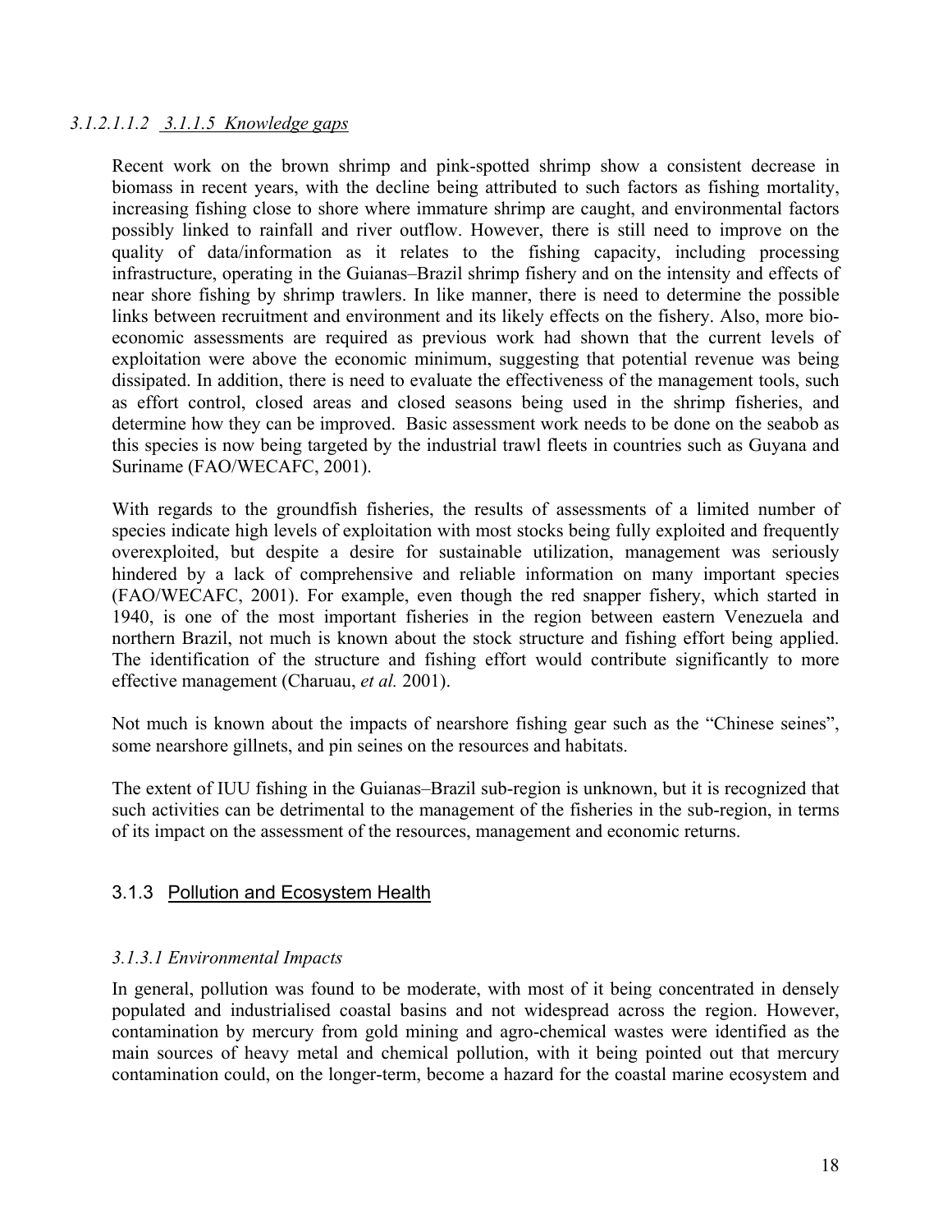#### *3.1.2.1.1.2 3.1.1.5 Knowledge gaps*

Recent work on the brown shrimp and pink-spotted shrimp show a consistent decrease in biomass in recent years, with the decline being attributed to such factors as fishing mortality, increasing fishing close to shore where immature shrimp are caught, and environmental factors possibly linked to rainfall and river outflow. However, there is still need to improve on the quality of data/information as it relates to the fishing capacity, including processing infrastructure, operating in the Guianas–Brazil shrimp fishery and on the intensity and effects of near shore fishing by shrimp trawlers. In like manner, there is need to determine the possible links between recruitment and environment and its likely effects on the fishery. Also, more bio-economic assessments are required as previous work had shown that the current levels of exploitation were above the economic minimum, suggesting that potential revenue was being dissipated. In addition, there is need to evaluate the effectiveness of the management tools, such as effort control, closed areas and closed seasons being used in the shrimp fisheries, and determine how they can be improved. Basic assessment work needs to be done on the seabob as this species is now being targeted by the industrial trawl fleets in countries such as Guyana and Suriname (FAO/WECAFC, 2001).

With regards to the groundfish fisheries, the results of assessments of a limited number of species indicate high levels of exploitation with most stocks being fully exploited and frequently overexploited, but despite a desire for sustainable utilization, management was seriously hindered by a lack of comprehensive and reliable information on many important species (FAO/WECAFC, 2001). For example, even though the red snapper fishery, which started in 1940, is one of the most important fisheries in the region between eastern Venezuela and northern Brazil, not much is known about the stock structure and fishing effort being applied. The identification of the structure and fishing effort would contribute significantly to more effective management (Charuau, *et al.* 2001).

Not much is known about the impacts of nearshore fishing gear such as the “Chinese seines”, some nearshore gillnets, and pin seines on the resources and habitats.

The extent of IUU fishing in the Guianas–Brazil sub-region is unknown, but it is recognized that such activities can be detrimental to the management of the fisheries in the sub-region, in terms of its impact on the assessment of the resources, management and economic returns.

### 3.1.3 Pollution and Ecosystem Health

#### *3.1.3.1 Environmental Impacts*

In general, pollution was found to be moderate, with most of it being concentrated in densely populated and industrialised coastal basins and not widespread across the region. However, contamination by mercury from gold mining and agro-chemical wastes were identified as the main sources of heavy metal and chemical pollution, with it being pointed out that mercury contamination could, on the longer-term, become a hazard for the coastal marine ecosystem and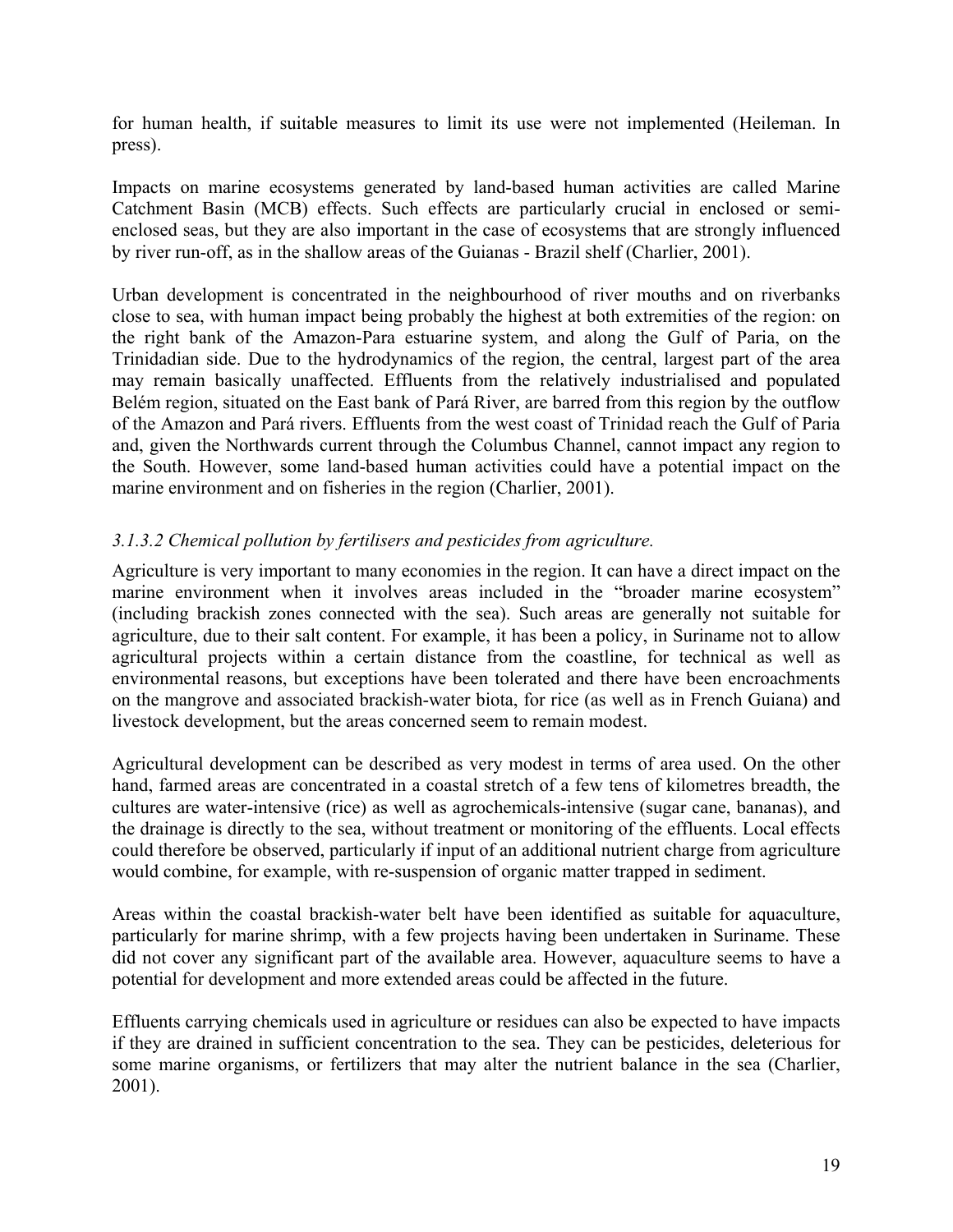for human health, if suitable measures to limit its use were not implemented (Heileman. In press).

Impacts on marine ecosystems generated by land-based human activities are called Marine Catchment Basin (MCB) effects. Such effects are particularly crucial in enclosed or semi-enclosed seas, but they are also important in the case of ecosystems that are strongly influenced by river run-off, as in the shallow areas of the Guianas - Brazil shelf (Charlier, 2001).

Urban development is concentrated in the neighbourhood of river mouths and on riverbanks close to sea, with human impact being probably the highest at both extremities of the region: on the right bank of the Amazon-Para estuarine system, and along the Gulf of Paria, on the Trinidadian side. Due to the hydrodynamics of the region, the central, largest part of the area may remain basically unaffected. Effluents from the relatively industrialised and populated Belém region, situated on the East bank of Pará River, are barred from this region by the outflow of the Amazon and Pará rivers. Effluents from the west coast of Trinidad reach the Gulf of Paria and, given the Northwards current through the Columbus Channel, cannot impact any region to the South. However, some land-based human activities could have a potential impact on the marine environment and on fisheries in the region (Charlier, 2001).

### *3.1.3.2 Chemical pollution by fertilisers and pesticides from agriculture.*

Agriculture is very important to many economies in the region. It can have a direct impact on the marine environment when it involves areas included in the "broader marine ecosystem" (including brackish zones connected with the sea). Such areas are generally not suitable for agriculture, due to their salt content. For example, it has been a policy, in Suriname not to allow agricultural projects within a certain distance from the coastline, for technical as well as environmental reasons, but exceptions have been tolerated and there have been encroachments on the mangrove and associated brackish-water biota, for rice (as well as in French Guiana) and livestock development, but the areas concerned seem to remain modest.

Agricultural development can be described as very modest in terms of area used. On the other hand, farmed areas are concentrated in a coastal stretch of a few tens of kilometres breadth, the cultures are water-intensive (rice) as well as agrochemicals-intensive (sugar cane, bananas), and the drainage is directly to the sea, without treatment or monitoring of the effluents. Local effects could therefore be observed, particularly if input of an additional nutrient charge from agriculture would combine, for example, with re-suspension of organic matter trapped in sediment.

Areas within the coastal brackish-water belt have been identified as suitable for aquaculture, particularly for marine shrimp, with a few projects having been undertaken in Suriname. These did not cover any significant part of the available area. However, aquaculture seems to have a potential for development and more extended areas could be affected in the future.

Effluents carrying chemicals used in agriculture or residues can also be expected to have impacts if they are drained in sufficient concentration to the sea. They can be pesticides, deleterious for some marine organisms, or fertilizers that may alter the nutrient balance in the sea (Charlier, 2001).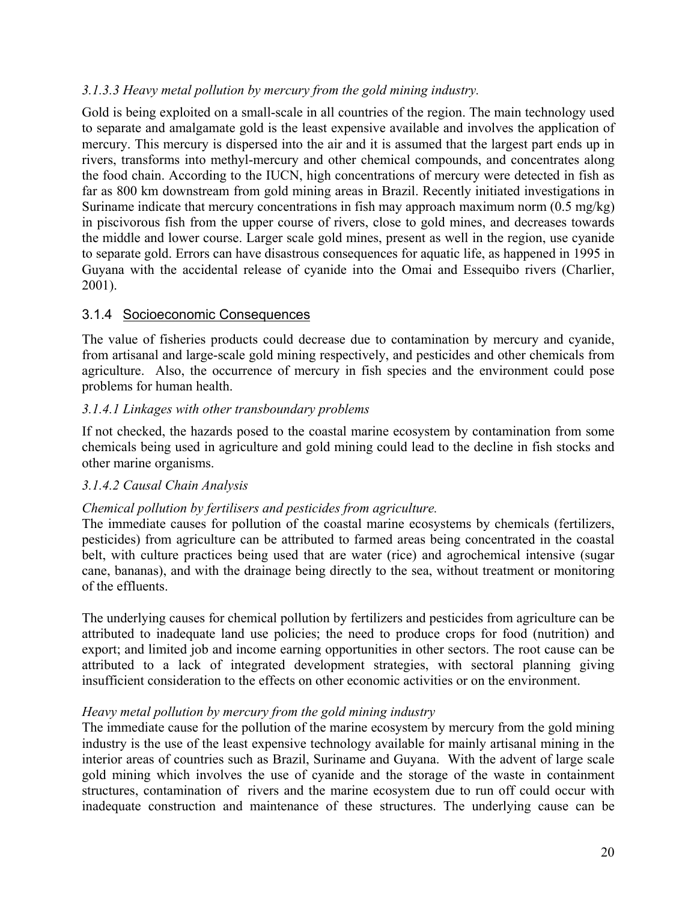*3.1.3.3 Heavy metal pollution by mercury from the gold mining industry.*

Gold is being exploited on a small-scale in all countries of the region. The main technology used to separate and amalgamate gold is the least expensive available and involves the application of mercury. This mercury is dispersed into the air and it is assumed that the largest part ends up in rivers, transforms into methyl-mercury and other chemical compounds, and concentrates along the food chain. According to the IUCN, high concentrations of mercury were detected in fish as far as 800 km downstream from gold mining areas in Brazil. Recently initiated investigations in Suriname indicate that mercury concentrations in fish may approach maximum norm (0.5 mg/kg) in piscivorous fish from the upper course of rivers, close to gold mines, and decreases towards the middle and lower course. Larger scale gold mines, present as well in the region, use cyanide to separate gold. Errors can have disastrous consequences for aquatic life, as happened in 1995 in Guyana with the accidental release of cyanide into the Omai and Essequibo rivers (Charlier, 2001).

### 3.1.4 Socioeconomic Consequences

The value of fisheries products could decrease due to contamination by mercury and cyanide, from artisanal and large-scale gold mining respectively, and pesticides and other chemicals from agriculture. Also, the occurrence of mercury in fish species and the environment could pose problems for human health.

*3.1.4.1 Linkages with other transboundary problems*

If not checked, the hazards posed to the coastal marine ecosystem by contamination from some chemicals being used in agriculture and gold mining could lead to the decline in fish stocks and other marine organisms.

*3.1.4.2 Causal Chain Analysis*

*Chemical pollution by fertilisers and pesticides from agriculture.*

The immediate causes for pollution of the coastal marine ecosystems by chemicals (fertilizers, pesticides) from agriculture can be attributed to farmed areas being concentrated in the coastal belt, with culture practices being used that are water (rice) and agrochemical intensive (sugar cane, bananas), and with the drainage being directly to the sea, without treatment or monitoring of the effluents.

The underlying causes for chemical pollution by fertilizers and pesticides from agriculture can be attributed to inadequate land use policies; the need to produce crops for food (nutrition) and export; and limited job and income earning opportunities in other sectors. The root cause can be attributed to a lack of integrated development strategies, with sectoral planning giving insufficient consideration to the effects on other economic activities or on the environment.

*Heavy metal pollution by mercury from the gold mining industry*

The immediate cause for the pollution of the marine ecosystem by mercury from the gold mining industry is the use of the least expensive technology available for mainly artisanal mining in the interior areas of countries such as Brazil, Suriname and Guyana. With the advent of large scale gold mining which involves the use of cyanide and the storage of the waste in containment structures, contamination of rivers and the marine ecosystem due to run off could occur with inadequate construction and maintenance of these structures. The underlying cause can be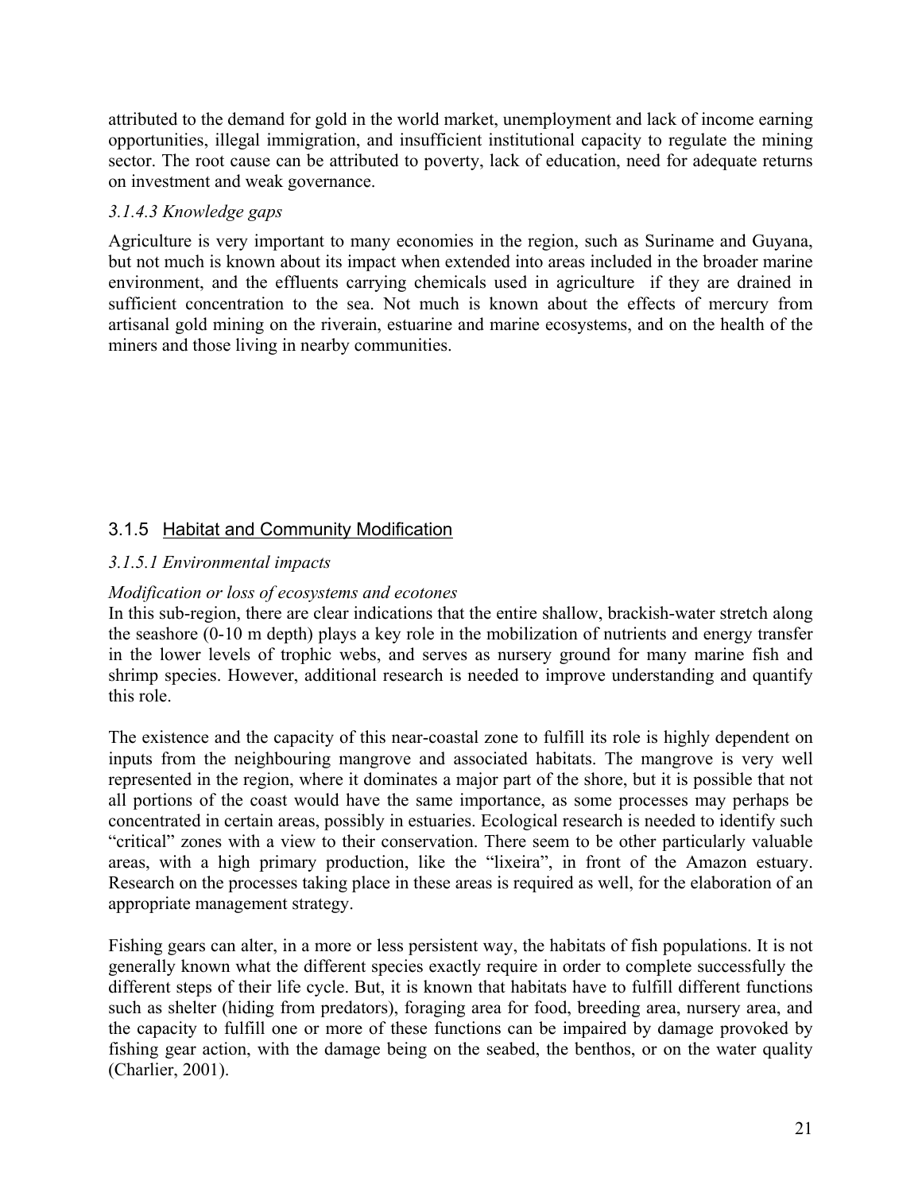attributed to the demand for gold in the world market, unemployment and lack of income earning opportunities, illegal immigration, and insufficient institutional capacity to regulate the mining sector. The root cause can be attributed to poverty, lack of education, need for adequate returns on investment and weak governance.

#### *3.1.4.3 Knowledge gaps*

Agriculture is very important to many economies in the region, such as Suriname and Guyana, but not much is known about its impact when extended into areas included in the broader marine environment, and the effluents carrying chemicals used in agriculture if they are drained in sufficient concentration to the sea. Not much is known about the effects of mercury from artisanal gold mining on the riverain, estuarine and marine ecosystems, and on the health of the miners and those living in nearby communities.

### 3.1.5 Habitat and Community Modification

#### *3.1.5.1 Environmental impacts*

*Modification or loss of ecosystems and ecotones*

In this sub-region, there are clear indications that the entire shallow, brackish-water stretch along the seashore (0-10 m depth) plays a key role in the mobilization of nutrients and energy transfer in the lower levels of trophic webs, and serves as nursery ground for many marine fish and shrimp species. However, additional research is needed to improve understanding and quantify this role.

The existence and the capacity of this near-coastal zone to fulfill its role is highly dependent on inputs from the neighbouring mangrove and associated habitats. The mangrove is very well represented in the region, where it dominates a major part of the shore, but it is possible that not all portions of the coast would have the same importance, as some processes may perhaps be concentrated in certain areas, possibly in estuaries. Ecological research is needed to identify such "critical" zones with a view to their conservation. There seem to be other particularly valuable areas, with a high primary production, like the "lixeira", in front of the Amazon estuary. Research on the processes taking place in these areas is required as well, for the elaboration of an appropriate management strategy.

Fishing gears can alter, in a more or less persistent way, the habitats of fish populations. It is not generally known what the different species exactly require in order to complete successfully the different steps of their life cycle. But, it is known that habitats have to fulfill different functions such as shelter (hiding from predators), foraging area for food, breeding area, nursery area, and the capacity to fulfill one or more of these functions can be impaired by damage provoked by fishing gear action, with the damage being on the seabed, the benthos, or on the water quality (Charlier, 2001).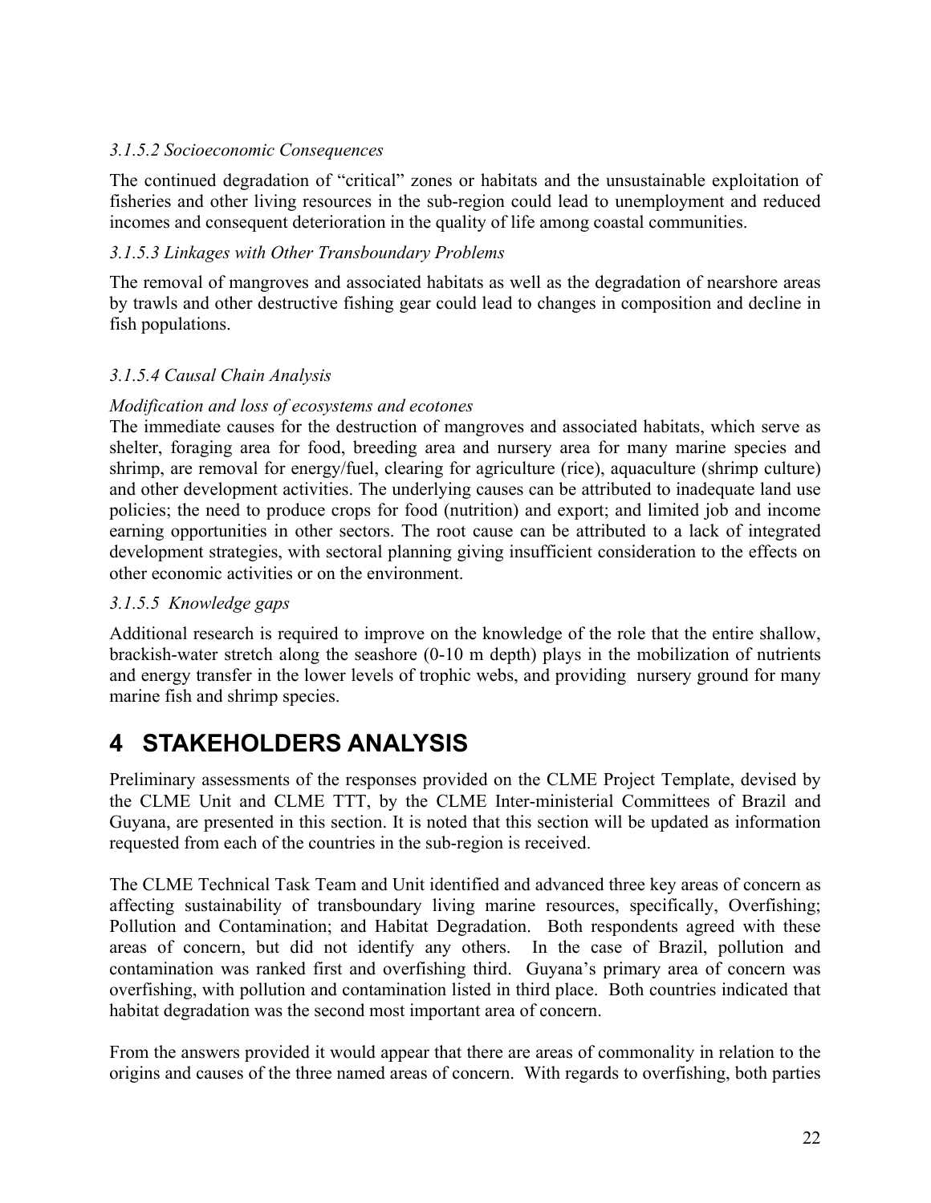*3.1.5.2 Socioeconomic Consequences*

The continued degradation of "critical" zones or habitats and the unsustainable exploitation of fisheries and other living resources in the sub-region could lead to unemployment and reduced incomes and consequent deterioration in the quality of life among coastal communities.

*3.1.5.3 Linkages with Other Transboundary Problems*

The removal of mangroves and associated habitats as well as the degradation of nearshore areas by trawls and other destructive fishing gear could lead to changes in composition and decline in fish populations.

*3.1.5.4 Causal Chain Analysis*

*Modification and loss of ecosystems and ecotones*

The immediate causes for the destruction of mangroves and associated habitats, which serve as shelter, foraging area for food, breeding area and nursery area for many marine species and shrimp, are removal for energy/fuel, clearing for agriculture (rice), aquaculture (shrimp culture) and other development activities. The underlying causes can be attributed to inadequate land use policies; the need to produce crops for food (nutrition) and export; and limited job and income earning opportunities in other sectors. The root cause can be attributed to a lack of integrated development strategies, with sectoral planning giving insufficient consideration to the effects on other economic activities or on the environment.

*3.1.5.5 Knowledge gaps*

Additional research is required to improve on the knowledge of the role that the entire shallow, brackish-water stretch along the seashore (0-10 m depth) plays in the mobilization of nutrients and energy transfer in the lower levels of trophic webs, and providing nursery ground for many marine fish and shrimp species.

# 4 STAKEHOLDERS ANALYSIS

Preliminary assessments of the responses provided on the CLME Project Template, devised by the CLME Unit and CLME TTT, by the CLME Inter-ministerial Committees of Brazil and Guyana, are presented in this section. It is noted that this section will be updated as information requested from each of the countries in the sub-region is received.

The CLME Technical Task Team and Unit identified and advanced three key areas of concern as affecting sustainability of transboundary living marine resources, specifically, Overfishing; Pollution and Contamination; and Habitat Degradation. Both respondents agreed with these areas of concern, but did not identify any others. In the case of Brazil, pollution and contamination was ranked first and overfishing third. Guyana's primary area of concern was overfishing, with pollution and contamination listed in third place. Both countries indicated that habitat degradation was the second most important area of concern.

From the answers provided it would appear that there are areas of commonality in relation to the origins and causes of the three named areas of concern. With regards to overfishing, both parties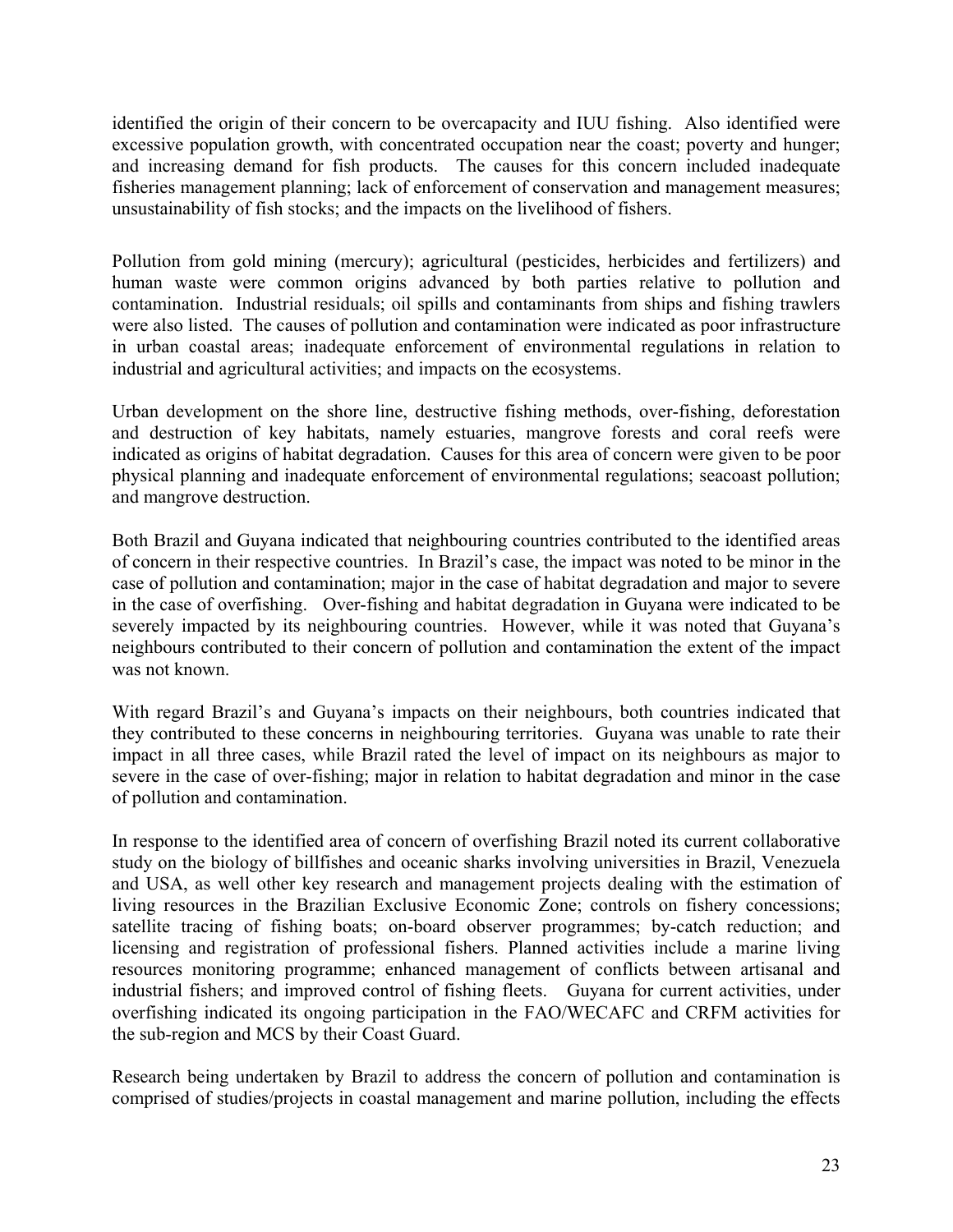identified the origin of their concern to be overcapacity and IUU fishing. Also identified were excessive population growth, with concentrated occupation near the coast; poverty and hunger; and increasing demand for fish products. The causes for this concern included inadequate fisheries management planning; lack of enforcement of conservation and management measures; unsustainability of fish stocks; and the impacts on the livelihood of fishers.

Pollution from gold mining (mercury); agricultural (pesticides, herbicides and fertilizers) and human waste were common origins advanced by both parties relative to pollution and contamination. Industrial residuals; oil spills and contaminants from ships and fishing trawlers were also listed. The causes of pollution and contamination were indicated as poor infrastructure in urban coastal areas; inadequate enforcement of environmental regulations in relation to industrial and agricultural activities; and impacts on the ecosystems.

Urban development on the shore line, destructive fishing methods, over-fishing, deforestation and destruction of key habitats, namely estuaries, mangrove forests and coral reefs were indicated as origins of habitat degradation. Causes for this area of concern were given to be poor physical planning and inadequate enforcement of environmental regulations; seacoast pollution; and mangrove destruction.

Both Brazil and Guyana indicated that neighbouring countries contributed to the identified areas of concern in their respective countries. In Brazil's case, the impact was noted to be minor in the case of pollution and contamination; major in the case of habitat degradation and major to severe in the case of overfishing. Over-fishing and habitat degradation in Guyana were indicated to be severely impacted by its neighbouring countries. However, while it was noted that Guyana's neighbours contributed to their concern of pollution and contamination the extent of the impact was not known.

With regard Brazil's and Guyana's impacts on their neighbours, both countries indicated that they contributed to these concerns in neighbouring territories. Guyana was unable to rate their impact in all three cases, while Brazil rated the level of impact on its neighbours as major to severe in the case of over-fishing; major in relation to habitat degradation and minor in the case of pollution and contamination.

In response to the identified area of concern of overfishing Brazil noted its current collaborative study on the biology of billfishes and oceanic sharks involving universities in Brazil, Venezuela and USA, as well other key research and management projects dealing with the estimation of living resources in the Brazilian Exclusive Economic Zone; controls on fishery concessions; satellite tracing of fishing boats; on-board observer programmes; by-catch reduction; and licensing and registration of professional fishers. Planned activities include a marine living resources monitoring programme; enhanced management of conflicts between artisanal and industrial fishers; and improved control of fishing fleets. Guyana for current activities, under overfishing indicated its ongoing participation in the FAO/WECAFC and CRFM activities for the sub-region and MCS by their Coast Guard.

Research being undertaken by Brazil to address the concern of pollution and contamination is comprised of studies/projects in coastal management and marine pollution, including the effects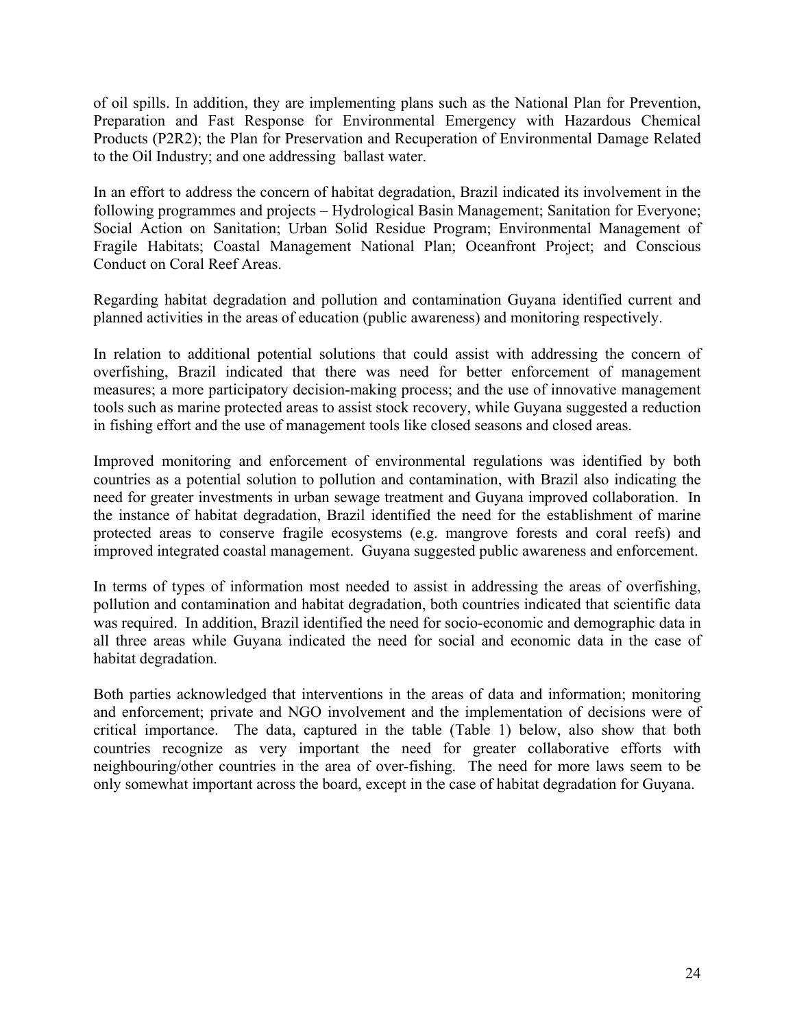of oil spills. In addition, they are implementing plans such as the National Plan for Prevention, Preparation and Fast Response for Environmental Emergency with Hazardous Chemical Products (P2R2); the Plan for Preservation and Recuperation of Environmental Damage Related to the Oil Industry; and one addressing ballast water.

In an effort to address the concern of habitat degradation, Brazil indicated its involvement in the following programmes and projects – Hydrological Basin Management; Sanitation for Everyone; Social Action on Sanitation; Urban Solid Residue Program; Environmental Management of Fragile Habitats; Coastal Management National Plan; Oceanfront Project; and Conscious Conduct on Coral Reef Areas.

Regarding habitat degradation and pollution and contamination Guyana identified current and planned activities in the areas of education (public awareness) and monitoring respectively.

In relation to additional potential solutions that could assist with addressing the concern of overfishing, Brazil indicated that there was need for better enforcement of management measures; a more participatory decision-making process; and the use of innovative management tools such as marine protected areas to assist stock recovery, while Guyana suggested a reduction in fishing effort and the use of management tools like closed seasons and closed areas.

Improved monitoring and enforcement of environmental regulations was identified by both countries as a potential solution to pollution and contamination, with Brazil also indicating the need for greater investments in urban sewage treatment and Guyana improved collaboration. In the instance of habitat degradation, Brazil identified the need for the establishment of marine protected areas to conserve fragile ecosystems (e.g. mangrove forests and coral reefs) and improved integrated coastal management. Guyana suggested public awareness and enforcement.

In terms of types of information most needed to assist in addressing the areas of overfishing, pollution and contamination and habitat degradation, both countries indicated that scientific data was required. In addition, Brazil identified the need for socio-economic and demographic data in all three areas while Guyana indicated the need for social and economic data in the case of habitat degradation.

Both parties acknowledged that interventions in the areas of data and information; monitoring and enforcement; private and NGO involvement and the implementation of decisions were of critical importance. The data, captured in the table (Table 1) below, also show that both countries recognize as very important the need for greater collaborative efforts with neighbouring/other countries in the area of over-fishing. The need for more laws seem to be only somewhat important across the board, except in the case of habitat degradation for Guyana.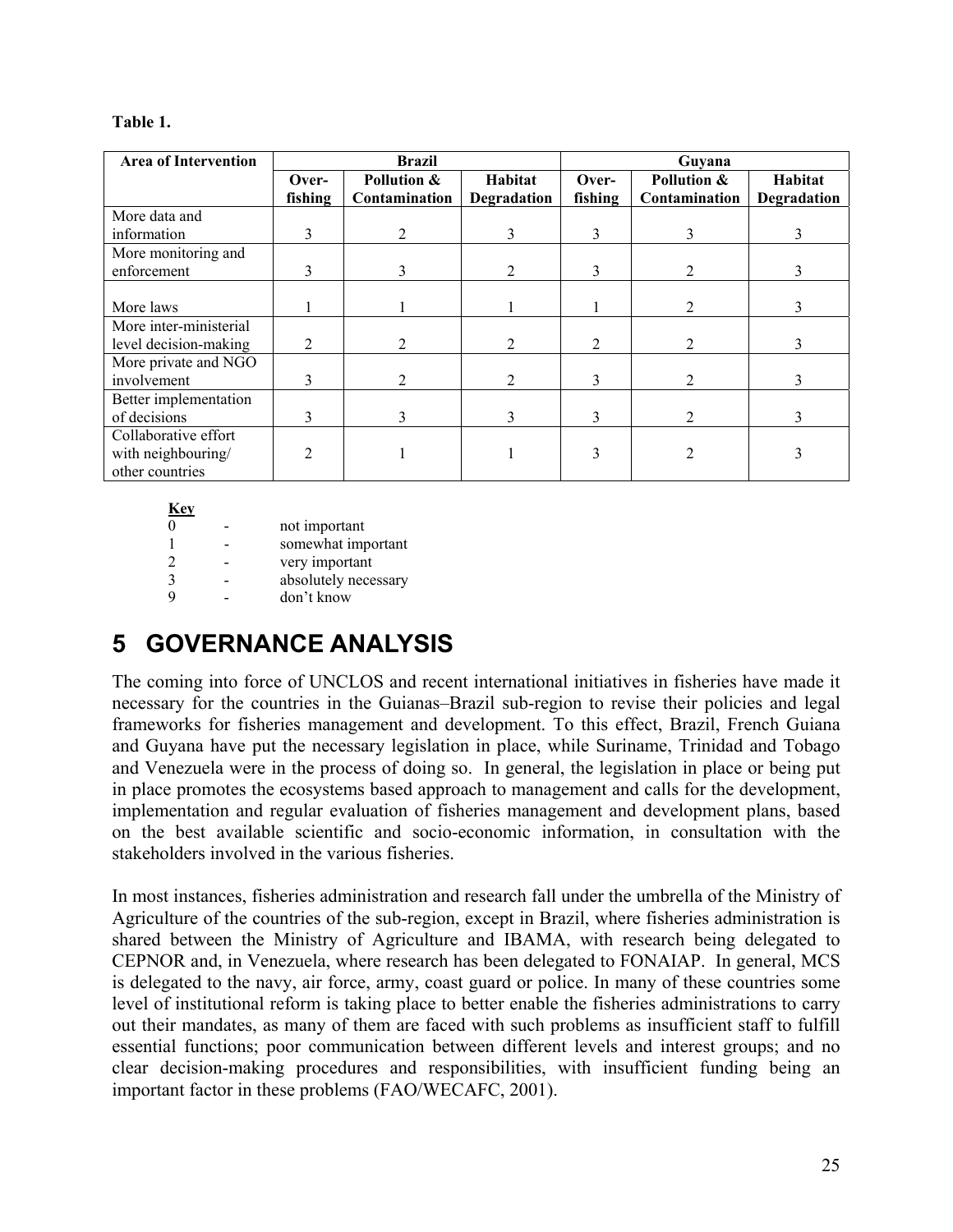**Table 1.**

| Area of Intervention | Brazil | | | Guyana | | |
|---|---|---|---|---|---|---|
| | Over-fishing | Pollution & Contamination | Habitat Degradation | Over-fishing | Pollution & Contamination | Habitat Degradation |
| More data and information | 3 | 2 | 3 | 3 | 3 | 3 |
| More monitoring and enforcement | 3 | 3 | 2 | 3 | 2 | 3 |
| More laws | 1 | 1 | 1 | 1 | 2 | 3 |
| More inter-ministerial level decision-making | 2 | 2 | 2 | 2 | 2 | 3 |
| More private and NGO involvement | 3 | 2 | 2 | 3 | 2 | 3 |
| Better implementation of decisions | 3 | 3 | 3 | 3 | 2 | 3 |
| Collaborative effort with neighbouring/ other countries | 2 | 1 | 1 | 3 | 2 | 3 |

**Key**

0 - not important
1 - somewhat important
2 - very important
3 - absolutely necessary
9 - don't know

# 5 GOVERNANCE ANALYSIS

The coming into force of UNCLOS and recent international initiatives in fisheries have made it necessary for the countries in the Guianas–Brazil sub-region to revise their policies and legal frameworks for fisheries management and development. To this effect, Brazil, French Guiana and Guyana have put the necessary legislation in place, while Suriname, Trinidad and Tobago and Venezuela were in the process of doing so. In general, the legislation in place or being put in place promotes the ecosystems based approach to management and calls for the development, implementation and regular evaluation of fisheries management and development plans, based on the best available scientific and socio-economic information, in consultation with the stakeholders involved in the various fisheries.

In most instances, fisheries administration and research fall under the umbrella of the Ministry of Agriculture of the countries of the sub-region, except in Brazil, where fisheries administration is shared between the Ministry of Agriculture and IBAMA, with research being delegated to CEPNOR and, in Venezuela, where research has been delegated to FONAIAP. In general, MCS is delegated to the navy, air force, army, coast guard or police. In many of these countries some level of institutional reform is taking place to better enable the fisheries administrations to carry out their mandates, as many of them are faced with such problems as insufficient staff to fulfill essential functions; poor communication between different levels and interest groups; and no clear decision-making procedures and responsibilities, with insufficient funding being an important factor in these problems (FAO/WECAFC, 2001).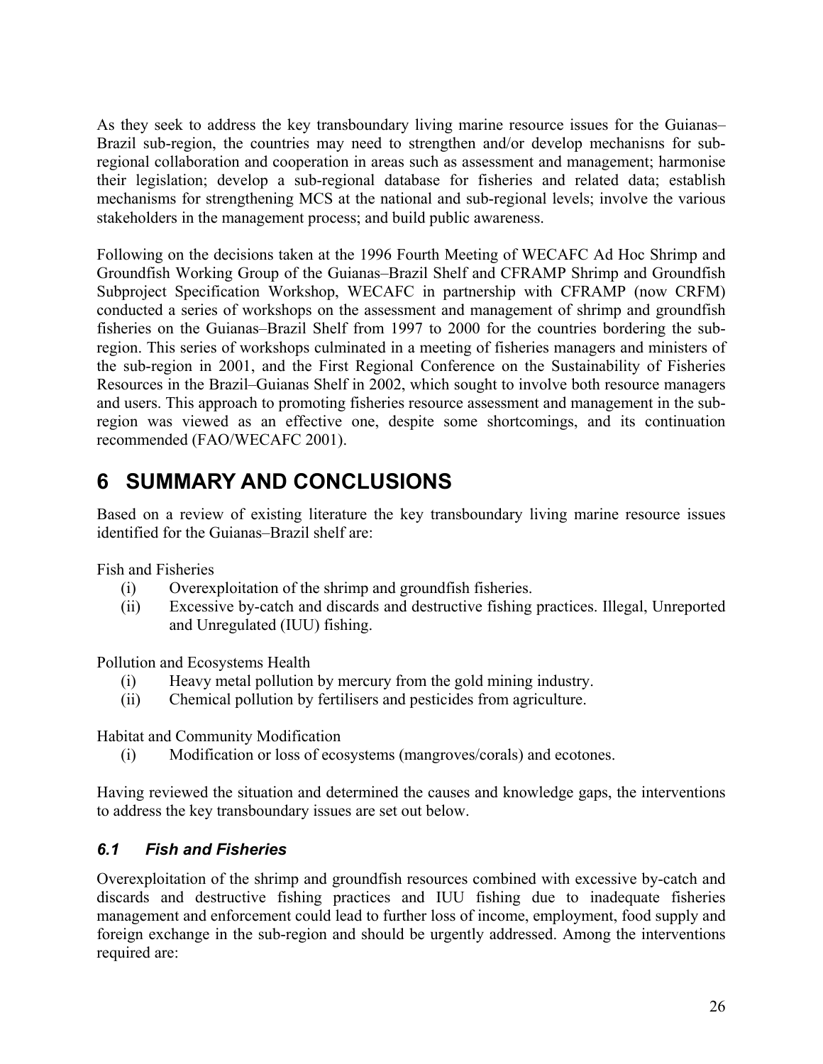As they seek to address the key transboundary living marine resource issues for the Guianas–Brazil sub-region, the countries may need to strengthen and/or develop mechanisns for sub-regional collaboration and cooperation in areas such as assessment and management; harmonise their legislation; develop a sub-regional database for fisheries and related data; establish mechanisms for strengthening MCS at the national and sub-regional levels; involve the various stakeholders in the management process; and build public awareness.

Following on the decisions taken at the 1996 Fourth Meeting of WECAFC Ad Hoc Shrimp and Groundfish Working Group of the Guianas–Brazil Shelf and CFRAMP Shrimp and Groundfish Subproject Specification Workshop, WECAFC in partnership with CFRAMP (now CRFM) conducted a series of workshops on the assessment and management of shrimp and groundfish fisheries on the Guianas–Brazil Shelf from 1997 to 2000 for the countries bordering the sub-region. This series of workshops culminated in a meeting of fisheries managers and ministers of the sub-region in 2001, and the First Regional Conference on the Sustainability of Fisheries Resources in the Brazil–Guianas Shelf in 2002, which sought to involve both resource managers and users. This approach to promoting fisheries resource assessment and management in the sub-region was viewed as an effective one, despite some shortcomings, and its continuation recommended (FAO/WECAFC 2001).

# 6 SUMMARY AND CONCLUSIONS

Based on a review of existing literature the key transboundary living marine resource issues identified for the Guianas–Brazil shelf are:

Fish and Fisheries

(i) Overexploitation of the shrimp and groundfish fisheries.
(ii) Excessive by-catch and discards and destructive fishing practices. Illegal, Unreported and Unregulated (IUU) fishing.

Pollution and Ecosystems Health

(i) Heavy metal pollution by mercury from the gold mining industry.
(ii) Chemical pollution by fertilisers and pesticides from agriculture.

Habitat and Community Modification

(i) Modification or loss of ecosystems (mangroves/corals) and ecotones.

Having reviewed the situation and determined the causes and knowledge gaps, the interventions to address the key transboundary issues are set out below.

## *6.1 Fish and Fisheries*

Overexploitation of the shrimp and groundfish resources combined with excessive by-catch and discards and destructive fishing practices and IUU fishing due to inadequate fisheries management and enforcement could lead to further loss of income, employment, food supply and foreign exchange in the sub-region and should be urgently addressed. Among the interventions required are: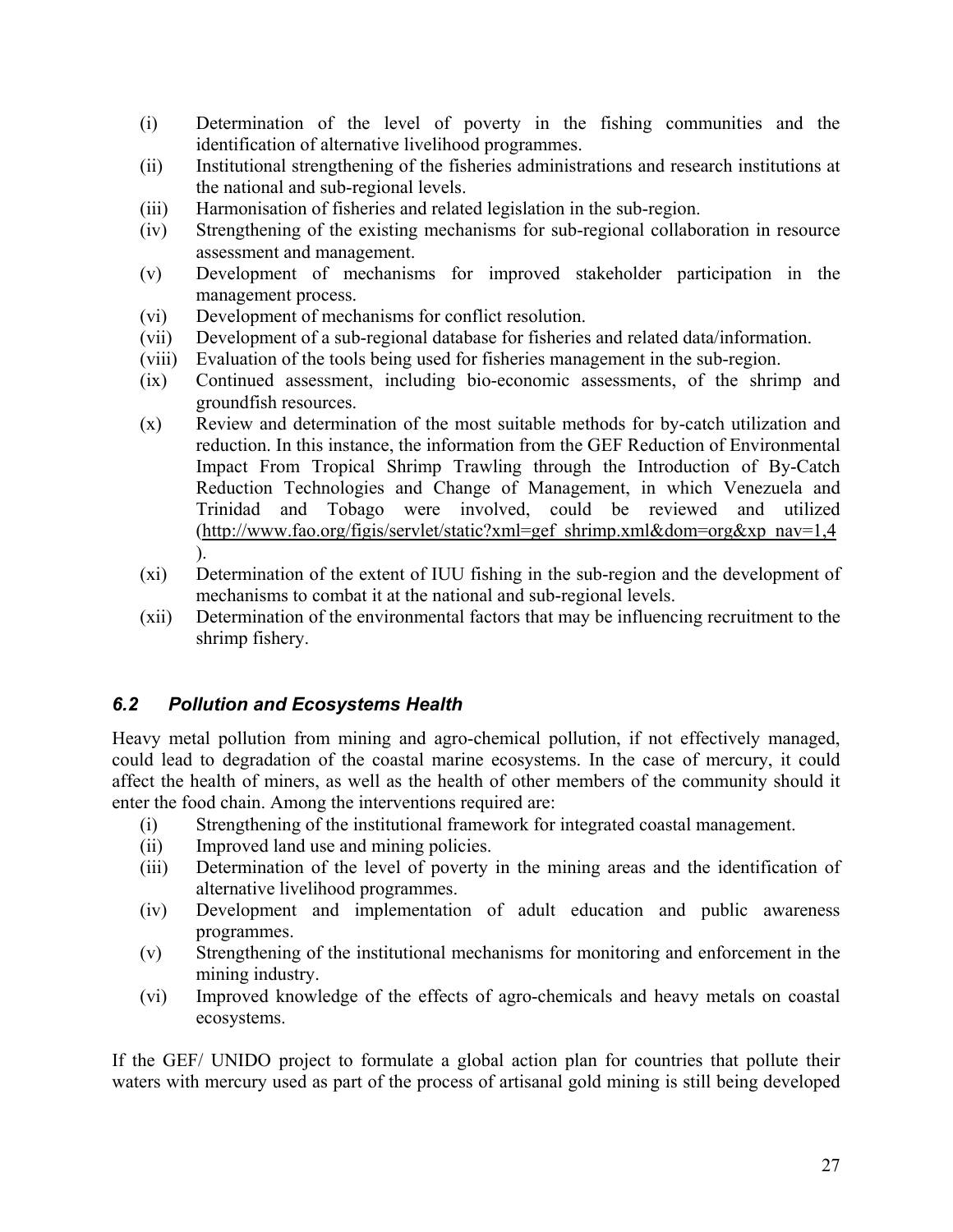(i) Determination of the level of poverty in the fishing communities and the identification of alternative livelihood programmes.
(ii) Institutional strengthening of the fisheries administrations and research institutions at the national and sub-regional levels.
(iii) Harmonisation of fisheries and related legislation in the sub-region.
(iv) Strengthening of the existing mechanisms for sub-regional collaboration in resource assessment and management.
(v) Development of mechanisms for improved stakeholder participation in the management process.
(vi) Development of mechanisms for conflict resolution.
(vii) Development of a sub-regional database for fisheries and related data/information.
(viii) Evaluation of the tools being used for fisheries management in the sub-region.
(ix) Continued assessment, including bio-economic assessments, of the shrimp and groundfish resources.
(x) Review and determination of the most suitable methods for by-catch utilization and reduction. In this instance, the information from the GEF Reduction of Environmental Impact From Tropical Shrimp Trawling through the Introduction of By-Catch Reduction Technologies and Change of Management, in which Venezuela and Trinidad and Tobago were involved, could be reviewed and utilized (http://www.fao.org/figis/servlet/static?xml=gef_shrimp.xml&dom=org&xp_nav=1,4).
(xi) Determination of the extent of IUU fishing in the sub-region and the development of mechanisms to combat it at the national and sub-regional levels.
(xii) Determination of the environmental factors that may be influencing recruitment to the shrimp fishery.

### *6.2 Pollution and Ecosystems Health*

Heavy metal pollution from mining and agro-chemical pollution, if not effectively managed, could lead to degradation of the coastal marine ecosystems. In the case of mercury, it could affect the health of miners, as well as the health of other members of the community should it enter the food chain. Among the interventions required are:

(i) Strengthening of the institutional framework for integrated coastal management.
(ii) Improved land use and mining policies.
(iii) Determination of the level of poverty in the mining areas and the identification of alternative livelihood programmes.
(iv) Development and implementation of adult education and public awareness programmes.
(v) Strengthening of the institutional mechanisms for monitoring and enforcement in the mining industry.
(vi) Improved knowledge of the effects of agro-chemicals and heavy metals on coastal ecosystems.

If the GEF/ UNIDO project to formulate a global action plan for countries that pollute their waters with mercury used as part of the process of artisanal gold mining is still being developed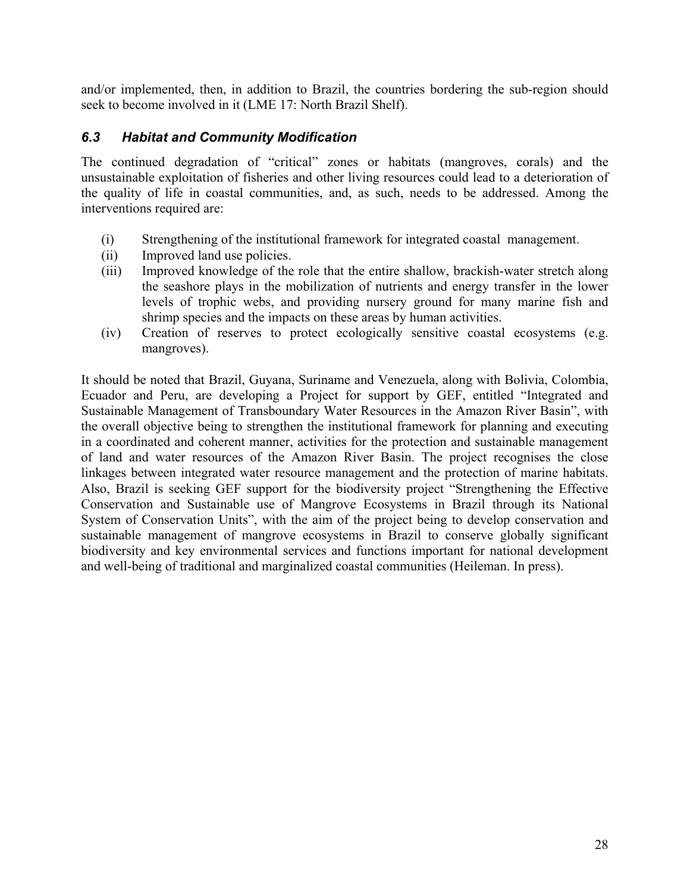and/or implemented, then, in addition to Brazil, the countries bordering the sub-region should seek to become involved in it (LME 17: North Brazil Shelf).

### *6.3 Habitat and Community Modification*

The continued degradation of "critical" zones or habitats (mangroves, corals) and the unsustainable exploitation of fisheries and other living resources could lead to a deterioration of the quality of life in coastal communities, and, as such, needs to be addressed. Among the interventions required are:

(i) Strengthening of the institutional framework for integrated coastal management.
(ii) Improved land use policies.
(iii) Improved knowledge of the role that the entire shallow, brackish-water stretch along the seashore plays in the mobilization of nutrients and energy transfer in the lower levels of trophic webs, and providing nursery ground for many marine fish and shrimp species and the impacts on these areas by human activities.
(iv) Creation of reserves to protect ecologically sensitive coastal ecosystems (e.g. mangroves).

It should be noted that Brazil, Guyana, Suriname and Venezuela, along with Bolivia, Colombia, Ecuador and Peru, are developing a Project for support by GEF, entitled "Integrated and Sustainable Management of Transboundary Water Resources in the Amazon River Basin", with the overall objective being to strengthen the institutional framework for planning and executing in a coordinated and coherent manner, activities for the protection and sustainable management of land and water resources of the Amazon River Basin. The project recognises the close linkages between integrated water resource management and the protection of marine habitats. Also, Brazil is seeking GEF support for the biodiversity project "Strengthening the Effective Conservation and Sustainable use of Mangrove Ecosystems in Brazil through its National System of Conservation Units", with the aim of the project being to develop conservation and sustainable management of mangrove ecosystems in Brazil to conserve globally significant biodiversity and key environmental services and functions important for national development and well-being of traditional and marginalized coastal communities (Heileman. In press).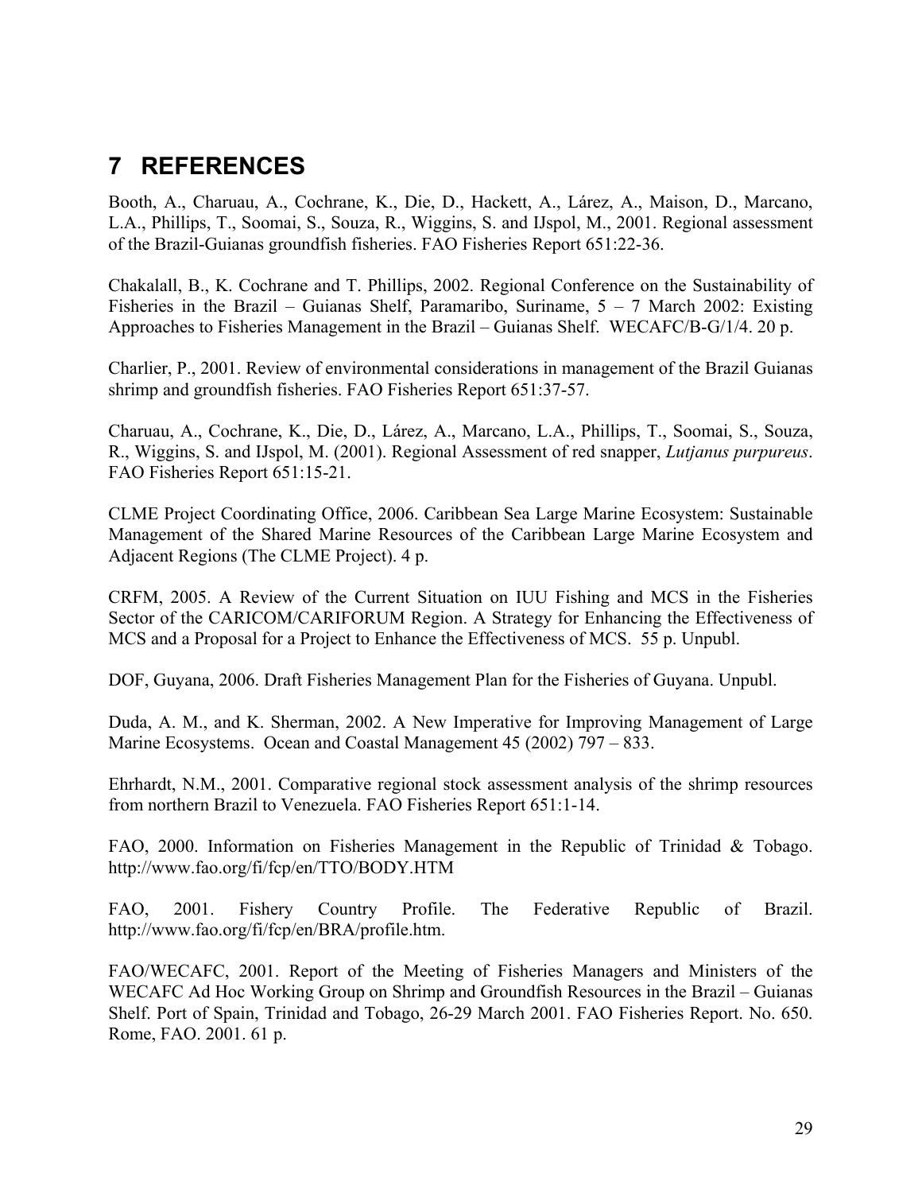# 7 REFERENCES

Booth, A., Charuau, A., Cochrane, K., Die, D., Hackett, A., Lárez, A., Maison, D., Marcano, L.A., Phillips, T., Soomai, S., Souza, R., Wiggins, S. and IJspol, M., 2001. Regional assessment of the Brazil-Guianas groundfish fisheries. FAO Fisheries Report 651:22-36.

Chakalall, B., K. Cochrane and T. Phillips, 2002. Regional Conference on the Sustainability of Fisheries in the Brazil – Guianas Shelf, Paramaribo, Suriname, 5 – 7 March 2002: Existing Approaches to Fisheries Management in the Brazil – Guianas Shelf. WECAFC/B-G/1/4. 20 p.

Charlier, P., 2001. Review of environmental considerations in management of the Brazil Guianas shrimp and groundfish fisheries. FAO Fisheries Report 651:37-57.

Charuau, A., Cochrane, K., Die, D., Lárez, A., Marcano, L.A., Phillips, T., Soomai, S., Souza, R., Wiggins, S. and IJspol, M. (2001). Regional Assessment of red snapper, *Lutjanus purpureus*. FAO Fisheries Report 651:15-21.

CLME Project Coordinating Office, 2006. Caribbean Sea Large Marine Ecosystem: Sustainable Management of the Shared Marine Resources of the Caribbean Large Marine Ecosystem and Adjacent Regions (The CLME Project). 4 p.

CRFM, 2005. A Review of the Current Situation on IUU Fishing and MCS in the Fisheries Sector of the CARICOM/CARIFORUM Region. A Strategy for Enhancing the Effectiveness of MCS and a Proposal for a Project to Enhance the Effectiveness of MCS. 55 p. Unpubl.

DOF, Guyana, 2006. Draft Fisheries Management Plan for the Fisheries of Guyana. Unpubl.

Duda, A. M., and K. Sherman, 2002. A New Imperative for Improving Management of Large Marine Ecosystems. Ocean and Coastal Management 45 (2002) 797 – 833.

Ehrhardt, N.M., 2001. Comparative regional stock assessment analysis of the shrimp resources from northern Brazil to Venezuela. FAO Fisheries Report 651:1-14.

FAO, 2000. Information on Fisheries Management in the Republic of Trinidad & Tobago. http://www.fao.org/fi/fcp/en/TTO/BODY.HTM

FAO, 2001. Fishery Country Profile. The Federative Republic of Brazil. http://www.fao.org/fi/fcp/en/BRA/profile.htm.

FAO/WECAFC, 2001. Report of the Meeting of Fisheries Managers and Ministers of the WECAFC Ad Hoc Working Group on Shrimp and Groundfish Resources in the Brazil – Guianas Shelf. Port of Spain, Trinidad and Tobago, 26-29 March 2001. FAO Fisheries Report. No. 650. Rome, FAO. 2001. 61 p.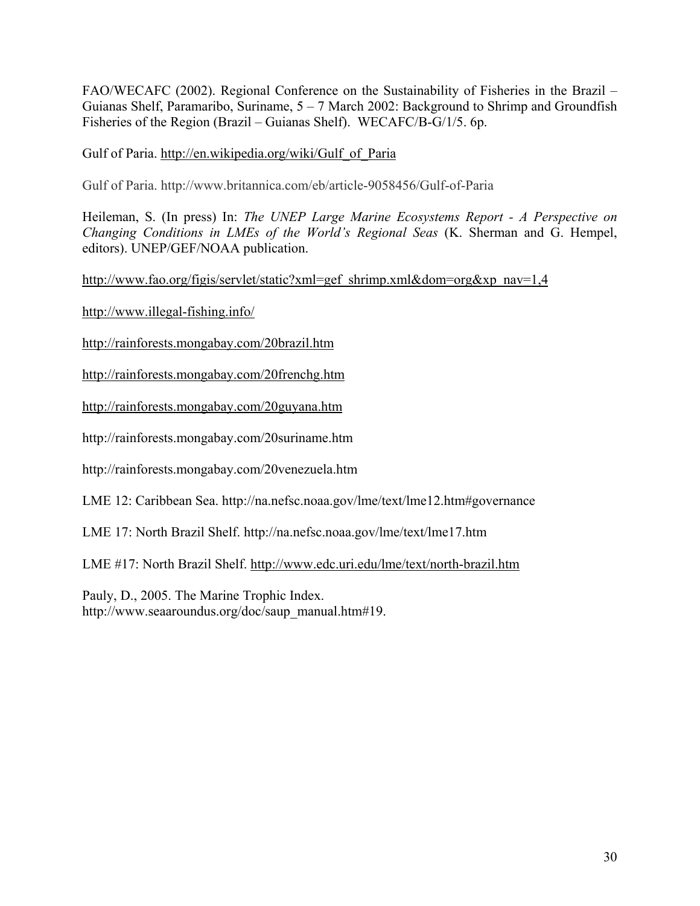FAO/WECAFC (2002). Regional Conference on the Sustainability of Fisheries in the Brazil – Guianas Shelf, Paramaribo, Suriname, 5 – 7 March 2002: Background to Shrimp and Groundfish Fisheries of the Region (Brazil – Guianas Shelf). WECAFC/B-G/1/5. 6p.

Gulf of Paria. http://en.wikipedia.org/wiki/Gulf_of_Paria

Gulf of Paria. http://www.britannica.com/eb/article-9058456/Gulf-of-Paria

Heileman, S. (In press) In: *The UNEP Large Marine Ecosystems Report - A Perspective on Changing Conditions in LMEs of the World's Regional Seas* (K. Sherman and G. Hempel, editors). UNEP/GEF/NOAA publication.

http://www.fao.org/figis/servlet/static?xml=gef_shrimp.xml&dom=org&xp_nav=1,4

http://www.illegal-fishing.info/

http://rainforests.mongabay.com/20brazil.htm

http://rainforests.mongabay.com/20frenchg.htm

http://rainforests.mongabay.com/20guyana.htm

http://rainforests.mongabay.com/20suriname.htm

http://rainforests.mongabay.com/20venezuela.htm

LME 12: Caribbean Sea. http://na.nefsc.noaa.gov/lme/text/lme12.htm#governance

LME 17: North Brazil Shelf. http://na.nefsc.noaa.gov/lme/text/lme17.htm

LME #17: North Brazil Shelf. http://www.edc.uri.edu/lme/text/north-brazil.htm

Pauly, D., 2005. The Marine Trophic Index.
http://www.seaaroundus.org/doc/saup_manual.htm#19.